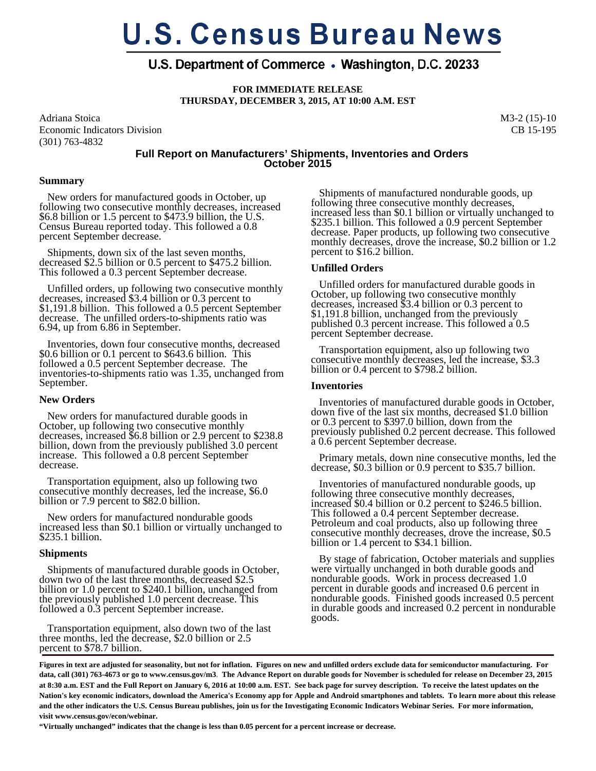# U.S. Census Bureau News

## U.S. Department of Commerce • Washington, D.C. 20233

**FOR IMMEDIATE RELEASE**
**THURSDAY, DECEMBER 3, 2015, AT 10:00 A.M. EST**

Adriana Stoica
Economic Indicators Division
(301) 763-4832

M3-2 (15)-10
CB 15-195

### Full Report on Manufacturers' Shipments, Inventories and Orders October 2015

**Summary**

New orders for manufactured goods in October, up following two consecutive monthly decreases, increased $6.8 billion or 1.5 percent to $473.9 billion, the U.S. Census Bureau reported today. This followed a 0.8 percent September decrease.

Shipments, down six of the last seven months, decreased $2.5 billion or 0.5 percent to $475.2 billion. This followed a 0.3 percent September decrease.

Unfilled orders, up following two consecutive monthly decreases, increased $3.4 billion or 0.3 percent to $1,191.8 billion. This followed a 0.5 percent September decrease. The unfilled orders-to-shipments ratio was 6.94, up from 6.86 in September.

Inventories, down four consecutive months, decreased $0.6 billion or 0.1 percent to $643.6 billion. This followed a 0.5 percent September decrease. The inventories-to-shipments ratio was 1.35, unchanged from September.

**New Orders**

New orders for manufactured durable goods in October, up following two consecutive monthly decreases, increased $6.8 billion or 2.9 percent to $238.8 billion, down from the previously published 3.0 percent increase. This followed a 0.8 percent September decrease.

Transportation equipment, also up following two consecutive monthly decreases, led the increase, $6.0 billion or 7.9 percent to $82.0 billion.

New orders for manufactured nondurable goods increased less than $0.1 billion or virtually unchanged to $235.1 billion.

**Shipments**

Shipments of manufactured durable goods in October, down two of the last three months, decreased $2.5 billion or 1.0 percent to $240.1 billion, unchanged from the previously published 1.0 percent decrease. This followed a 0.3 percent September increase.

Transportation equipment, also down two of the last three months, led the decrease, $2.0 billion or 2.5 percent to $78.7 billion.

Shipments of manufactured nondurable goods, up following three consecutive monthly decreases, increased less than $0.1 billion or virtually unchanged to $235.1 billion. This followed a 0.9 percent September decrease. Paper products, up following two consecutive monthly decreases, drove the increase, $0.2 billion or 1.2 percent to $16.2 billion.

**Unfilled Orders**

Unfilled orders for manufactured durable goods in October, up following two consecutive monthly decreases, increased $3.4 billion or 0.3 percent to $1,191.8 billion, unchanged from the previously published 0.3 percent increase. This followed a 0.5 percent September decrease.

Transportation equipment, also up following two consecutive monthly decreases, led the increase, $3.3 billion or 0.4 percent to $798.2 billion.

**Inventories**

Inventories of manufactured durable goods in October, down five of the last six months, decreased $1.0 billion or 0.3 percent to $397.0 billion, down from the previously published 0.2 percent decrease. This followed a 0.6 percent September decrease.

Primary metals, down nine consecutive months, led the decrease, $0.3 billion or 0.9 percent to $35.7 billion.

Inventories of manufactured nondurable goods, up following three consecutive monthly decreases, increased $0.4 billion or 0.2 percent to $246.5 billion. This followed a 0.4 percent September decrease. Petroleum and coal products, also up following three consecutive monthly decreases, drove the increase, $0.5 billion or 1.4 percent to $34.1 billion.

By stage of fabrication, October materials and supplies were virtually unchanged in both durable goods and nondurable goods. Work in process decreased 1.0 percent in durable goods and increased 0.6 percent in nondurable goods. Finished goods increased 0.5 percent in durable goods and increased 0.2 percent in nondurable goods.

---

**Figures in text are adjusted for seasonality, but not for inflation. Figures on new and unfilled orders exclude data for semiconductor manufacturing. For data, call (301) 763-4673 or go to www.census.gov/m3. The Advance Report on durable goods for November is scheduled for release on December 23, 2015 at 8:30 a.m. EST and the Full Report on January 6, 2016 at 10:00 a.m. EST. See back page for survey description. To receive the latest updates on the Nation's key economic indicators, download the America's Economy app for Apple and Android smartphones and tablets. To learn more about this release and the other indicators the U.S. Census Bureau publishes, join us for the Investigating Economic Indicators Webinar Series. For more information, visit www.census.gov/econ/webinar.**

**"Virtually unchanged" indicates that the change is less than 0.05 percent for a percent increase or decrease.**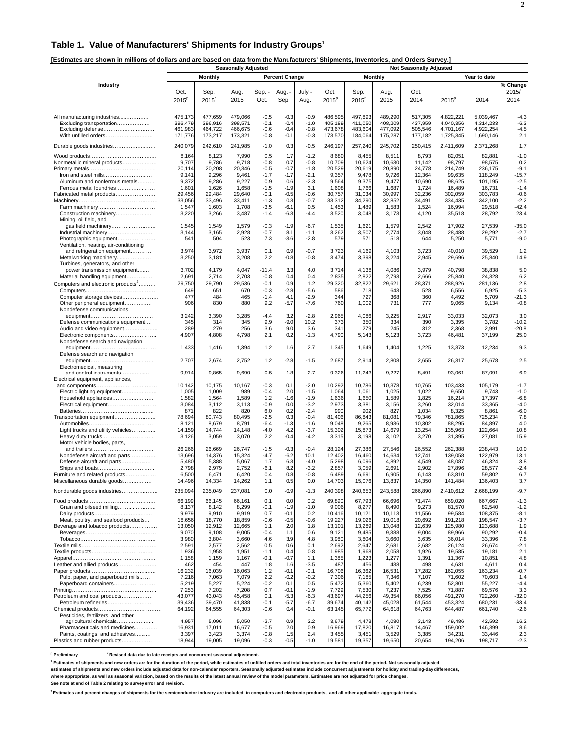## Table 1. Value of Manufacturers' Shipments for Industry Groups[1]

**[Estimates are shown in millions of dollars and are based on data from the Manufacturers' Shipments, Inventories, and Orders Survey.]**

| Industry | Seasonally Adjusted | | | | | | Not Seasonally Adjusted | | | | | | |
|---|---|---|---|---|---|---|---|---|---|---|---|---|---|
| | Monthly | | | Percent Change | | | Monthly | | | | Year to date | | |
| | Oct. 2015[p] | Sep. 2015[r] | Aug. 2015 | Sep. - Oct. | Aug. - Sep. | July - Aug. | Oct. 2015[p] | Sep. 2015[r] | Aug. 2015 | Oct. 2014 | 2015[p] | 2014 | % Change 2015/ 2014 |
| All manufacturing industries | 475,173 | 477,659 | 479,066 | -0.5 | -0.3 | -0.9 | 486,595 | 497,893 | 489,290 | 517,305 | 4,822,221 | 5,039,467 | -4.3 |
| Excluding transportation | 396,479 | 396,916 | 398,571 | -0.1 | -0.4 | -1.0 | 405,189 | 411,050 | 408,209 | 437,959 | 4,040,356 | 4,314,233 | -6.3 |
| Excluding defense | 461,983 | 464,722 | 466,675 | -0.6 | -0.4 | -0.8 | 473,678 | 483,604 | 477,092 | 505,546 | 4,701,167 | 4,922,254 | -4.5 |
| With unfilled orders | 171,776 | 173,217 | 173,321 | -0.8 | -0.1 | -0.3 | 173,570 | 184,064 | 175,287 | 177,182 | 1,725,345 | 1,690,146 | 2.1 |
| Durable goods industries | 240,079 | 242,610 | 241,985 | -1.0 | 0.3 | -0.5 | 246,197 | 257,240 | 245,702 | 250,415 | 2,411,609 | 2,371,268 | 1.7 |
| Wood products | 8,164 | 8,123 | 7,990 | 0.5 | 1.7 | -1.2 | 8,680 | 8,455 | 8,511 | 8,793 | 82,051 | 82,881 | -1.0 |
| Nonmetallic mineral products | 9,707 | 9,786 | 9,718 | -0.8 | 0.7 | -0.8 | 10,709 | 10,624 | 10,630 | 11,142 | 98,797 | 98,575 | 0.2 |
| Primary metals | 20,114 | 20,208 | 20,346 | -0.5 | -0.7 | -1.8 | 20,529 | 20,619 | 20,890 | 24,778 | 214,749 | 236,175 | -9.1 |
| Iron and steel mills | 9,141 | 9,296 | 9,461 | -1.7 | -1.7 | -2.1 | 9,357 | 9,478 | 9,726 | 12,364 | 99,635 | 118,249 | -15.7 |
| Aluminum and nonferrous metals | 9,372 | 9,286 | 9,227 | 0.9 | 0.6 | -2.3 | 9,564 | 9,375 | 9,477 | 10,690 | 98,625 | 101,195 | -2.5 |
| Ferrous metal foundries | 1,601 | 1,626 | 1,658 | -1.5 | -1.9 | 3.1 | 1,608 | 1,766 | 1,687 | 1,724 | 16,489 | 16,731 | -1.4 |
| Fabricated metal products | 29,456 | 29,484 | 29,640 | -0.1 | -0.5 | -0.6 | 30,757 | 31,034 | 30,997 | 32,236 | 302,059 | 303,783 | -0.6 |
| Machinery | 33,056 | 33,496 | 33,411 | -1.3 | 0.3 | -0.7 | 33,312 | 34,290 | 32,852 | 34,491 | 334,435 | 342,100 | -2.2 |
| Farm machinery | 1,547 | 1,603 | 1,708 | -3.5 | -6.1 | 0.5 | 1,453 | 1,489 | 1,583 | 1,524 | 16,994 | 29,518 | -42.4 |
| Construction machinery | 3,220 | 3,266 | 3,487 | -1.4 | -6.3 | -4.4 | 3,520 | 3,048 | 3,173 | 4,120 | 35,518 | 28,792 | 23.4 |
| Mining, oil field, and gas field machinery | 1,545 | 1,549 | 1,579 | -0.3 | -1.9 | -6.7 | 1,535 | 1,621 | 1,579 | 2,542 | 17,902 | 27,539 | -35.0 |
| Industrial machinery | 3,144 | 3,165 | 2,928 | -0.7 | 8.1 | -1.1 | 3,262 | 3,507 | 2,774 | 3,048 | 28,488 | 29,292 | -2.7 |
| Photographic equipment | 541 | 504 | 523 | 7.3 | -3.6 | -2.8 | 579 | 571 | 518 | 644 | 5,250 | 5,771 | -9.0 |
| Ventilation, heating, air-conditioning, and refrigeration equipment | 3,974 | 3,972 | 3,937 | 0.1 | 0.9 | -0.7 | 3,723 | 4,169 | 4,103 | 3,723 | 40,010 | 39,529 | 1.2 |
| Metalworking machinery | 3,250 | 3,181 | 3,208 | 2.2 | -0.8 | -0.8 | 3,474 | 3,398 | 3,224 | 2,945 | 29,696 | 25,840 | 14.9 |
| Turbines, generators, and other power transmission equipment | 3,702 | 4,179 | 4,047 | -11.4 | 3.3 | 4.0 | 3,714 | 4,138 | 4,086 | 3,979 | 40,798 | 38,838 | 5.0 |
| Material handling equipment | 2,691 | 2,714 | 2,703 | -0.8 | 0.4 | 0.4 | 2,835 | 2,822 | 2,793 | 2,666 | 25,840 | 24,328 | 6.2 |
| Computers and electronic products[2] | 29,750 | 29,790 | 29,536 | -0.1 | 0.9 | 1.2 | 29,320 | 32,822 | 29,621 | 28,371 | 288,926 | 281,136 | 2.8 |
| Computers | 649 | 651 | 670 | -0.3 | -2.8 | -5.6 | 586 | 718 | 643 | 528 | 6,556 | 6,925 | -5.3 |
| Computer storage devices | 477 | 484 | 465 | -1.4 | 4.1 | -2.9 | 344 | 727 | 368 | 360 | 4,492 | 5,709 | -21.3 |
| Other peripheral equipment | 906 | 830 | 880 | 9.2 | -5.7 | -7.6 | 760 | 1,002 | 731 | 777 | 9,065 | 9,134 | -0.8 |
| Nondefense communications equipment | 3,242 | 3,390 | 3,285 | -4.4 | 3.2 | -2.8 | 2,965 | 4,086 | 3,225 | 2,917 | 33,033 | 32,073 | 3.0 |
| Defense communications equipment | 345 | 314 | 345 | 9.9 | -9.0 | 10.2 | 373 | 350 | 334 | 390 | 3,395 | 3,782 | -10.2 |
| Audio and video equipment | 289 | 279 | 256 | 3.6 | 9.0 | 3.6 | 341 | 279 | 245 | 312 | 2,368 | 2,991 | -20.8 |
| Electronic components | 4,907 | 4,808 | 4,798 | 2.1 | 0.2 | -1.3 | 4,790 | 5,143 | 5,123 | 3,723 | 46,481 | 37,199 | 25.0 |
| Nondefense search and navigation equipment | 1,433 | 1,416 | 1,394 | 1.2 | 1.6 | 2.7 | 1,345 | 1,649 | 1,404 | 1,225 | 13,373 | 12,234 | 9.3 |
| Defense search and navigation equipment | 2,707 | 2,674 | 2,752 | 1.2 | -2.8 | -1.5 | 2,687 | 2,914 | 2,808 | 2,655 | 26,317 | 25,678 | 2.5 |
| Electromedical, measuring, and control instruments | 9,914 | 9,865 | 9,690 | 0.5 | 1.8 | 2.7 | 9,326 | 11,243 | 9,227 | 8,491 | 93,061 | 87,091 | 6.9 |
| Electrical equipment, appliances, and components | 10,142 | 10,175 | 10,167 | -0.3 | 0.1 | -2.0 | 10,292 | 10,786 | 10,378 | 10,765 | 103,433 | 105,179 | -1.7 |
| Electric lighting equipment | 1,005 | 1,009 | 989 | -0.4 | 2.0 | -1.5 | 1,064 | 1,061 | 1,025 | 1,022 | 9,650 | 9,743 | -1.0 |
| Household appliances | 1,582 | 1,564 | 1,589 | 1.2 | -1.6 | -1.9 | 1,636 | 1,650 | 1,589 | 1,825 | 16,214 | 17,397 | -6.8 |
| Electrical equipment | 3,084 | 3,112 | 3,113 | -0.9 | 0.0 | -3.2 | 2,973 | 3,381 | 3,156 | 3,260 | 32,014 | 33,365 | -4.0 |
| Batteries | 871 | 822 | 820 | 6.0 | 0.2 | -2.4 | 990 | 902 | 827 | 1,034 | 8,325 | 8,861 | -6.0 |
| Transportation equipment | 78,694 | 80,743 | 80,495 | -2.5 | 0.3 | -0.4 | 81,406 | 86,843 | 81,081 | 79,346 | 781,865 | 725,234 | 7.8 |
| Automobiles | 8,121 | 8,679 | 8,791 | -6.4 | -1.3 | -1.6 | 9,048 | 9,265 | 8,936 | 10,302 | 88,295 | 84,897 | 4.0 |
| Light trucks and utility vehicles | 14,159 | 14,744 | 14,148 | -4.0 | 4.2 | -3.7 | 15,302 | 15,873 | 14,679 | 13,254 | 135,963 | 122,664 | 10.8 |
| Heavy duty trucks | 3,126 | 3,059 | 3,070 | 2.2 | -0.4 | -4.2 | 3,315 | 3,198 | 3,102 | 3,270 | 31,395 | 27,081 | 15.9 |
| Motor vehicle bodies, parts, and trailers | 26,266 | 26,669 | 26,747 | -1.5 | -0.3 | -0.4 | 28,124 | 27,386 | 27,546 | 26,552 | 262,388 | 238,443 | 10.0 |
| Nondefense aircraft and parts | 13,696 | 14,376 | 15,324 | -4.7 | -6.2 | 10.1 | 12,402 | 16,460 | 14,634 | 12,741 | 139,058 | 122,979 | 13.1 |
| Defense aircraft and parts | 5,480 | 5,388 | 5,067 | 1.7 | 6.3 | -4.0 | 5,298 | 6,096 | 4,892 | 4,549 | 48,087 | 46,324 | 3.8 |
| Ships and boats | 2,798 | 2,979 | 2,752 | -6.1 | 8.2 | -3.2 | 2,857 | 3,059 | 2,691 | 2,902 | 27,896 | 28,577 | -2.4 |
| Furniture and related products | 6,500 | 6,471 | 6,420 | 0.4 | 0.8 | -0.8 | 6,489 | 6,691 | 6,905 | 6,143 | 63,810 | 59,802 | 6.7 |
| Miscellaneous durable goods | 14,496 | 14,334 | 14,262 | 1.1 | 0.5 | 0.0 | 14,703 | 15,076 | 13,837 | 14,350 | 141,484 | 136,403 | 3.7 |
| Nondurable goods industries | 235,094 | 235,049 | 237,081 | 0.0 | -0.9 | -1.3 | 240,398 | 240,653 | 243,588 | 266,890 | 2,410,612 | 2,668,199 | -9.7 |
| Food products | 66,199 | 66,145 | 66,161 | 0.1 | 0.0 | 0.2 | 69,890 | 67,793 | 66,696 | 71,474 | 659,020 | 667,667 | -1.3 |
| Grain and oilseed milling | 8,137 | 8,142 | 8,299 | -0.1 | -1.9 | -1.0 | 9,006 | 8,277 | 8,490 | 9,273 | 81,570 | 82,540 | -1.2 |
| Dairy products | 9,979 | 9,910 | 9,919 | 0.7 | -0.1 | 0.2 | 10,416 | 10,121 | 10,113 | 11,556 | 99,584 | 108,375 | -8.1 |
| Meat, poultry, and seafood products | 18,656 | 18,770 | 18,859 | -0.6 | -0.5 | -0.6 | 19,227 | 19,026 | 19,018 | 20,692 | 191,218 | 198,547 | -3.7 |
| Beverage and tobacco products | 13,050 | 12,912 | 12,665 | 1.1 | 2.0 | 1.8 | 13,101 | 13,289 | 13,048 | 12,639 | 125,980 | 123,688 | 1.9 |
| Beverages | 9,070 | 9,108 | 9,005 | -0.4 | 1.1 | 0.6 | 9,121 | 9,485 | 9,388 | 9,004 | 89,966 | 90,292 | -0.4 |
| Tobacco | 3,980 | 3,804 | 3,660 | 4.6 | 3.9 | 4.8 | 3,980 | 3,804 | 3,660 | 3,635 | 36,014 | 33,396 | 7.8 |
| Textile mills | 2,591 | 2,577 | 2,562 | 0.5 | 0.6 | 0.1 | 2,692 | 2,647 | 2,681 | 2,682 | 26,124 | 26,674 | -2.1 |
| Textile products | 1,936 | 1,958 | 1,951 | -1.1 | 0.4 | 0.8 | 1,985 | 1,968 | 2,058 | 1,926 | 19,585 | 19,181 | 2.1 |
| Apparel | 1,158 | 1,159 | 1,167 | -0.1 | -0.7 | 1.1 | 1,385 | 1,223 | 1,277 | 1,391 | 11,367 | 10,851 | 4.8 |
| Leather and allied products | 462 | 454 | 447 | 1.8 | 1.6 | -3.5 | 487 | 456 | 438 | 498 | 4,631 | 4,611 | 0.4 |
| Paper products | 16,232 | 16,039 | 16,063 | 1.2 | -0.1 | -0.1 | 16,706 | 16,362 | 16,531 | 17,282 | 162,055 | 163,234 | -0.7 |
| Pulp, paper, and paperboard mills | 7,216 | 7,063 | 7,079 | 2.2 | -0.2 | -0.2 | 7,306 | 7,185 | 7,346 | 7,107 | 71,602 | 70,603 | 1.4 |
| Paperboard containers | 5,219 | 5,227 | 5,224 | -0.2 | 0.1 | 0.5 | 5,472 | 5,360 | 5,402 | 6,239 | 52,801 | 55,227 | -4.4 |
| Printing | 7,253 | 7,202 | 7,208 | 0.7 | -0.1 | -1.9 | 7,729 | 7,530 | 7,237 | 7,525 | 71,887 | 69,576 | 3.3 |
| Petroleum and coal products | 43,077 | 43,043 | 45,458 | 0.1 | -5.3 | -6.3 | 43,697 | 44,256 | 49,354 | 66,056 | 491,270 | 722,260 | -32.0 |
| Petroleum refineries | 39,436 | 39,470 | 41,838 | -0.1 | -5.7 | -6.7 | 39,674 | 40,142 | 45,028 | 61,544 | 453,324 | 680,231 | -33.4 |
| Chemical products | 64,192 | 64,555 | 64,303 | -0.6 | 0.4 | -0.1 | 63,145 | 65,772 | 64,618 | 64,763 | 644,487 | 661,740 | -2.6 |
| Pesticides, fertilizers, and other agricultural chemicals | 4,957 | 5,096 | 5,050 | -2.7 | 0.9 | 2.2 | 3,679 | 4,473 | 4,080 | 3,143 | 49,486 | 42,592 | 16.2 |
| Pharmaceuticals and medicines | 16,931 | 17,011 | 16,677 | -0.5 | 2.0 | 0.9 | 16,969 | 17,820 | 16,817 | 14,467 | 159,002 | 146,399 | 8.6 |
| Paints, coatings, and adhesives | 3,397 | 3,423 | 3,374 | -0.8 | 1.5 | 2.4 | 3,455 | 3,451 | 3,529 | 3,385 | 34,231 | 33,446 | 2.3 |
| Plastics and rubber products | 18,944 | 19,005 | 19,096 | -0.3 | -0.5 | -1.0 | 19,581 | 19,357 | 19,650 | 20,654 | 194,206 | 198,717 | -2.3 |

[p] Preliminary  [r] Revised data due to late receipts and concurrent seasonal adjustment.

[1] Estimates of shipments and new orders are for the duration of the period, while estimates of unfilled orders and total inventories are for the end of the period. Not seasonally adjusted estimates of shipments and new orders include adjusted data for non-calendar reporters. Seasonally adjusted estimates include concurrent adjustments for holiday and trading-day differences, where appropriate, as well as seasonal variation, based on the results of the latest annual review of the model parameters. Estimates are not adjusted for price changes. See note at end of Table 2 relating to survey error and revision.

[2] Estimates and percent changes of shipments for the semiconductor industry are included in computers and electronic products, and all other applicable aggregate totals.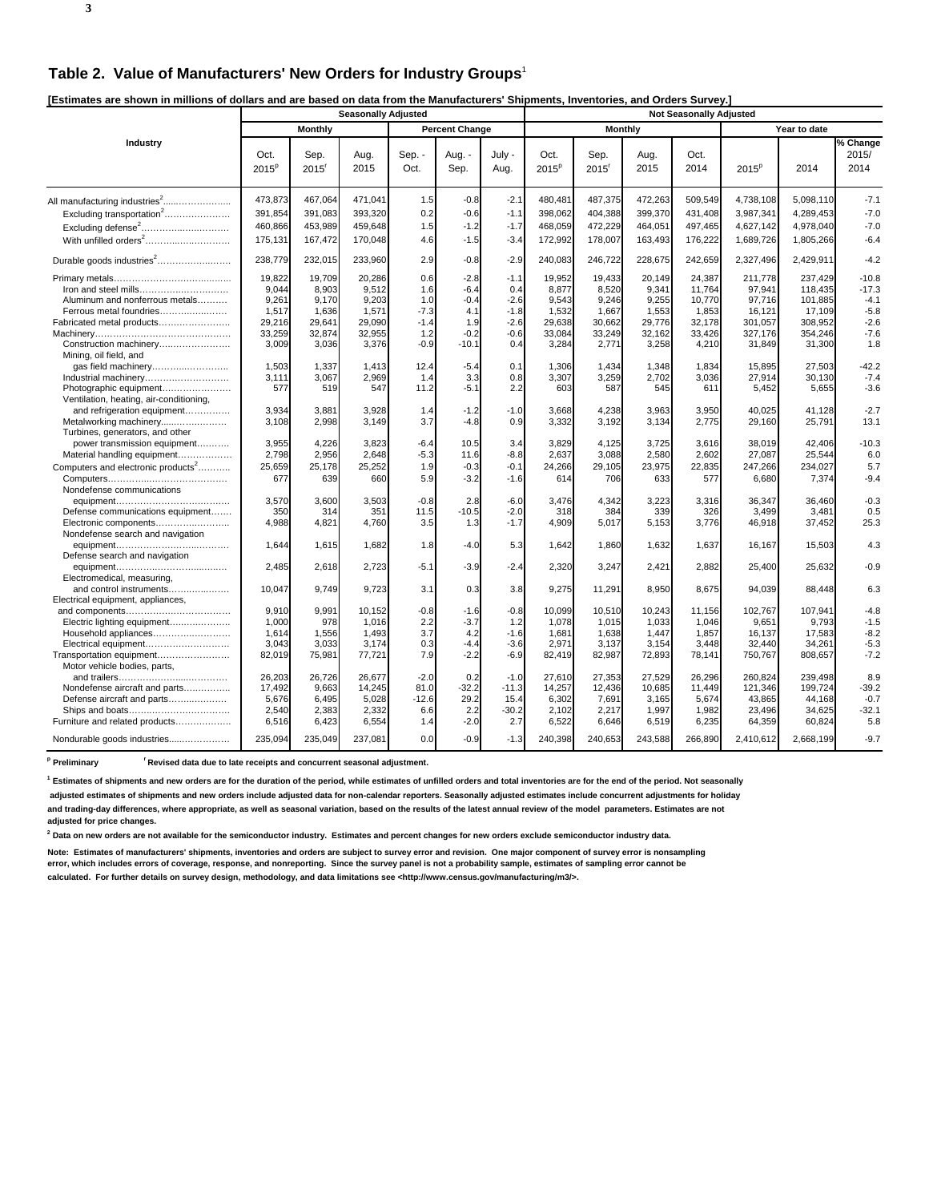## Table 2. Value of Manufacturers' New Orders for Industry Groups[1]

**[Estimates are shown in millions of dollars and are based on data from the Manufacturers' Shipments, Inventories, and Orders Survey.]**

| Industry | Seasonally Adjusted | | | | | | Not Seasonally Adjusted | | | | | | |
|---|---|---|---|---|---|---|---|---|---|---|---|---|---|
| | Monthly | | | Percent Change | | | Monthly | | | | Year to date | | |
| | Oct. 2015[p] | Sep. 2015[r] | Aug. 2015 | Sep. - Oct. | Aug. - Sep. | July - Aug. | Oct. 2015[p] | Sep. 2015[r] | Aug. 2015 | Oct. 2014 | 2015[p] | 2014 | % Change 2015/ 2014 |
| All manufacturing industries[2] | 473,873 | 467,064 | 471,041 | 1.5 | -0.8 | -2.1 | 480,481 | 487,375 | 472,263 | 509,549 | 4,738,108 | 5,098,110 | -7.1 |
| Excluding transportation[2] | 391,854 | 391,083 | 393,320 | 0.2 | -0.6 | -1.1 | 398,062 | 404,388 | 399,370 | 431,408 | 3,987,341 | 4,289,453 | -7.0 |
| Excluding defense[2] | 460,866 | 453,989 | 459,648 | 1.5 | -1.2 | -1.7 | 468,059 | 472,229 | 464,051 | 497,465 | 4,627,142 | 4,978,040 | -7.0 |
| With unfilled orders[2] | 175,131 | 167,472 | 170,048 | 4.6 | -1.5 | -3.4 | 172,992 | 178,007 | 163,493 | 176,222 | 1,689,726 | 1,805,266 | -6.4 |
| Durable goods industries[2] | 238,779 | 232,015 | 233,960 | 2.9 | -0.8 | -2.9 | 240,083 | 246,722 | 228,675 | 242,659 | 2,327,496 | 2,429,911 | -4.2 |
| Primary metals | 19,822 | 19,709 | 20,286 | 0.6 | -2.8 | -1.1 | 19,952 | 19,433 | 20,149 | 24,387 | 211,778 | 237,429 | -10.8 |
| Iron and steel mills | 9,044 | 8,903 | 9,512 | 1.6 | -6.4 | 0.4 | 8,877 | 8,520 | 9,341 | 11,764 | 97,941 | 118,435 | -17.3 |
| Aluminum and nonferrous metals | 9,261 | 9,170 | 9,203 | 1.0 | -0.4 | -2.6 | 9,543 | 9,246 | 9,255 | 10,770 | 97,716 | 101,885 | -4.1 |
| Ferrous metal foundries | 1,517 | 1,636 | 1,571 | -7.3 | 4.1 | -1.8 | 1,532 | 1,667 | 1,553 | 1,853 | 16,121 | 17,109 | -5.8 |
| Fabricated metal products | 29,216 | 29,641 | 29,090 | -1.4 | 1.9 | -2.6 | 29,638 | 30,662 | 29,776 | 32,178 | 301,057 | 308,952 | -2.6 |
| Machinery | 33,259 | 32,874 | 32,955 | 1.2 | -0.2 | -0.6 | 33,084 | 33,249 | 32,162 | 33,426 | 327,176 | 354,246 | -7.6 |
| Construction machinery | 3,009 | 3,036 | 3,376 | -0.9 | -10.1 | 0.4 | 3,284 | 2,771 | 3,258 | 4,210 | 31,849 | 31,300 | 1.8 |
| Mining, oil field, and gas field machinery | 1,503 | 1,337 | 1,413 | 12.4 | -5.4 | 0.1 | 1,306 | 1,434 | 1,348 | 1,834 | 15,895 | 27,503 | -42.2 |
| Industrial machinery | 3,111 | 3,067 | 2,969 | 1.4 | 3.3 | 0.8 | 3,307 | 3,259 | 2,702 | 3,036 | 27,914 | 30,130 | -7.4 |
| Photographic equipment | 577 | 519 | 547 | 11.2 | -5.1 | 2.2 | 603 | 587 | 545 | 611 | 5,452 | 5,655 | -3.6 |
| Ventilation, heating, air-conditioning, and refrigeration equipment | 3,934 | 3,881 | 3,928 | 1.4 | -1.2 | -1.0 | 3,668 | 4,238 | 3,963 | 3,950 | 40,025 | 41,128 | -2.7 |
| Metalworking machinery | 3,108 | 2,998 | 3,149 | 3.7 | -4.8 | 0.9 | 3,332 | 3,192 | 3,134 | 2,775 | 29,160 | 25,791 | 13.1 |
| Turbines, generators, and other power transmission equipment | 3,955 | 4,226 | 3,823 | -6.4 | 10.5 | 3.4 | 3,829 | 4,125 | 3,725 | 3,616 | 38,019 | 42,406 | -10.3 |
| Material handling equipment | 2,798 | 2,956 | 2,648 | -5.3 | 11.6 | -8.8 | 2,637 | 3,088 | 2,580 | 2,602 | 27,087 | 25,544 | 6.0 |
| Computers and electronic products[2] | 25,659 | 25,178 | 25,252 | 1.9 | -0.3 | -0.1 | 24,266 | 29,105 | 23,975 | 22,835 | 247,266 | 234,027 | 5.7 |
| Computers | 677 | 639 | 660 | 5.9 | -3.2 | -1.6 | 614 | 706 | 633 | 577 | 6,680 | 7,374 | -9.4 |
| Nondefense communications equipment | 3,570 | 3,600 | 3,503 | -0.8 | 2.8 | -6.0 | 3,476 | 4,342 | 3,223 | 3,316 | 36,347 | 36,460 | -0.3 |
| Defense communications equipment | 350 | 314 | 351 | 11.5 | -10.5 | -2.0 | 318 | 384 | 339 | 326 | 3,499 | 3,481 | 0.5 |
| Electronic components | 4,988 | 4,821 | 4,760 | 3.5 | 1.3 | -1.7 | 4,909 | 5,017 | 5,153 | 3,776 | 46,918 | 37,452 | 25.3 |
| Nondefense search and navigation equipment | 1,644 | 1,615 | 1,682 | 1.8 | -4.0 | 5.3 | 1,642 | 1,860 | 1,632 | 1,637 | 16,167 | 15,503 | 4.3 |
| Defense search and navigation equipment | 2,485 | 2,618 | 2,723 | -5.1 | -3.9 | -2.4 | 2,320 | 3,247 | 2,421 | 2,882 | 25,400 | 25,632 | -0.9 |
| Electromedical, measuring, and control instruments | 10,047 | 9,749 | 9,723 | 3.1 | 0.3 | 3.8 | 9,275 | 11,291 | 8,950 | 8,675 | 94,039 | 88,448 | 6.3 |
| Electrical equipment, appliances, and components | 9,910 | 9,991 | 10,152 | -0.8 | -1.6 | -0.8 | 10,099 | 10,510 | 10,243 | 11,156 | 102,767 | 107,941 | -4.8 |
| Electric lighting equipment | 1,000 | 978 | 1,016 | 2.2 | -3.7 | 1.2 | 1,078 | 1,015 | 1,033 | 1,046 | 9,651 | 9,793 | -1.5 |
| Household appliances | 1,614 | 1,556 | 1,493 | 3.7 | 4.2 | -1.6 | 1,681 | 1,638 | 1,447 | 1,857 | 16,137 | 17,583 | -8.2 |
| Electrical equipment | 3,043 | 3,033 | 3,174 | 0.3 | -4.4 | -3.6 | 2,971 | 3,137 | 3,154 | 3,448 | 32,440 | 34,261 | -5.3 |
| Transportation equipment | 82,019 | 75,981 | 77,721 | 7.9 | -2.2 | -6.9 | 82,419 | 82,987 | 72,893 | 78,141 | 750,767 | 808,657 | -7.2 |
| Motor vehicle bodies, parts, and trailers | 26,203 | 26,726 | 26,677 | -2.0 | 0.2 | -1.0 | 27,610 | 27,353 | 27,529 | 26,296 | 260,824 | 239,498 | 8.9 |
| Nondefense aircraft and parts | 17,492 | 9,663 | 14,245 | 81.0 | -32.2 | -11.3 | 14,257 | 12,436 | 10,685 | 11,449 | 121,346 | 199,724 | -39.2 |
| Defense aircraft and parts | 5,676 | 6,495 | 5,028 | -12.6 | 29.2 | 15.4 | 6,302 | 7,691 | 3,165 | 5,674 | 43,865 | 44,168 | -0.7 |
| Ships and boats | 2,540 | 2,383 | 2,332 | 6.6 | 2.2 | -30.2 | 2,102 | 2,217 | 1,997 | 1,982 | 23,496 | 34,625 | -32.1 |
| Furniture and related products | 6,516 | 6,423 | 6,554 | 1.4 | -2.0 | 2.7 | 6,522 | 6,646 | 6,519 | 6,235 | 64,359 | 60,824 | 5.8 |
| Nondurable goods industries | 235,094 | 235,049 | 237,081 | 0.0 | -0.9 | -1.3 | 240,398 | 240,653 | 243,588 | 266,890 | 2,410,612 | 2,668,199 | -9.7 |

[p] Preliminary  [r] Revised data due to late receipts and concurrent seasonal adjustment.

[1] Estimates of shipments and new orders are for the duration of the period, while estimates of unfilled orders and total inventories are for the end of the period. Not seasonally adjusted estimates of shipments and new orders include adjusted data for non-calendar reporters. Seasonally adjusted estimates include concurrent adjustments for holiday and trading-day differences, where appropriate, as well as seasonal variation, based on the results of the latest annual review of the model parameters. Estimates are not adjusted for price changes.

[2] Data on new orders are not available for the semiconductor industry. Estimates and percent changes for new orders exclude semiconductor industry data.

Note: Estimates of manufacturers' shipments, inventories and orders are subject to survey error and revision. One major component of survey error is nonsampling error, which includes errors of coverage, response, and nonreporting. Since the survey panel is not a probability sample, estimates of sampling error cannot be calculated. For further details on survey design, methodology, and data limitations see <http://www.census.gov/manufacturing/m3/>.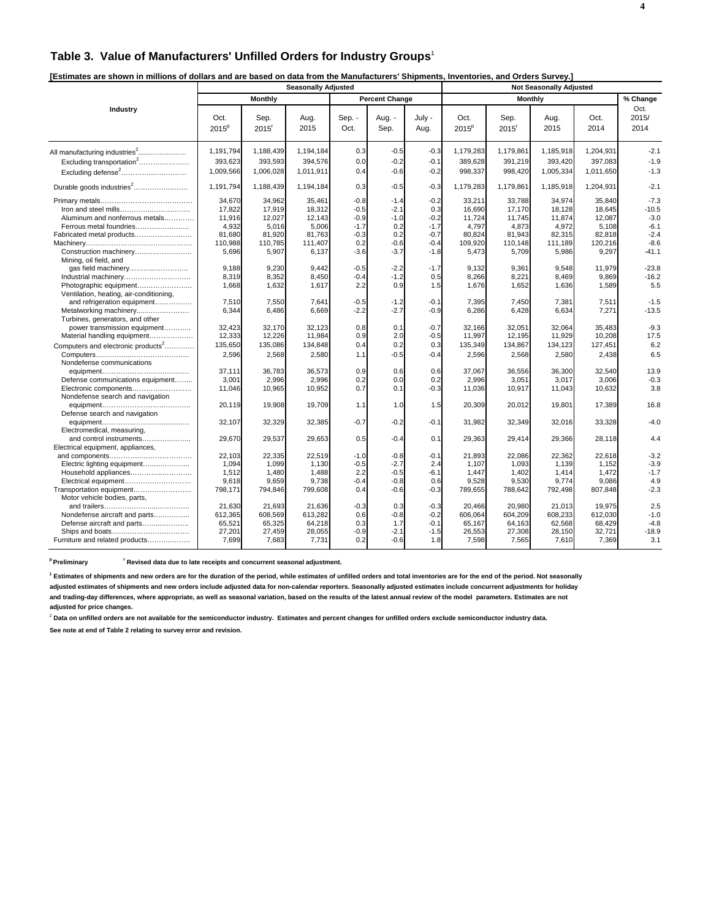## Table 3. Value of Manufacturers' Unfilled Orders for Industry Groups[1]

**[Estimates are shown in millions of dollars and are based on data from the Manufacturers' Shipments, Inventories, and Orders Survey.]**

| Industry | Seasonally Adjusted | | | | | | Not Seasonally Adjusted | | | | |
|---|---|---|---|---|---|---|---|---|---|---|---|
| | Monthly | | | Percent Change | | | Monthly | | | | % Change |
| | Oct. 2015[p] | Sep. 2015[r] | Aug. 2015 | Sep. - Oct. | Aug. - Sep. | July - Aug. | Oct. 2015[p] | Sep. 2015[r] | Aug. 2015 | Oct. 2014 | Oct. 2015/ 2014 |
| All manufacturing industries[2] | 1,191,794 | 1,188,439 | 1,194,184 | 0.3 | -0.5 | -0.3 | 1,179,283 | 1,179,861 | 1,185,918 | 1,204,931 | -2.1 |
| Excluding transportation[2] | 393,623 | 393,593 | 394,576 | 0.0 | -0.2 | -0.1 | 389,628 | 391,219 | 393,420 | 397,083 | -1.9 |
| Excluding defense[2] | 1,009,566 | 1,006,028 | 1,011,911 | 0.4 | -0.6 | -0.2 | 998,337 | 998,420 | 1,005,334 | 1,011,650 | -1.3 |
| Durable goods industries[2] | 1,191,794 | 1,188,439 | 1,194,184 | 0.3 | -0.5 | -0.3 | 1,179,283 | 1,179,861 | 1,185,918 | 1,204,931 | -2.1 |
| Primary metals | 34,670 | 34,962 | 35,461 | -0.8 | -1.4 | -0.2 | 33,211 | 33,788 | 34,974 | 35,840 | -7.3 |
| Iron and steel mills | 17,822 | 17,919 | 18,312 | -0.5 | -2.1 | 0.3 | 16,690 | 17,170 | 18,128 | 18,645 | -10.5 |
| Aluminum and nonferrous metals | 11,916 | 12,027 | 12,143 | -0.9 | -1.0 | -0.2 | 11,724 | 11,745 | 11,874 | 12,087 | -3.0 |
| Ferrous metal foundries | 4,932 | 5,016 | 5,006 | -1.7 | 0.2 | -1.7 | 4,797 | 4,873 | 4,972 | 5,108 | -6.1 |
| Fabricated metal products | 81,680 | 81,920 | 81,763 | -0.3 | 0.2 | -0.7 | 80,824 | 81,943 | 82,315 | 82,818 | -2.4 |
| Machinery | 110,988 | 110,785 | 111,407 | 0.2 | -0.6 | -0.4 | 109,920 | 110,148 | 111,189 | 120,216 | -8.6 |
| Construction machinery | 5,696 | 5,907 | 6,137 | -3.6 | -3.7 | -1.8 | 5,473 | 5,709 | 5,986 | 9,297 | -41.1 |
| Mining, oil field, and gas field machinery | 9,188 | 9,230 | 9,442 | -0.5 | -2.2 | -1.7 | 9,132 | 9,361 | 9,548 | 11,979 | -23.8 |
| Industrial machinery | 8,319 | 8,352 | 8,450 | -0.4 | -1.2 | 0.5 | 8,266 | 8,221 | 8,469 | 9,869 | -16.2 |
| Photographic equipment | 1,668 | 1,632 | 1,617 | 2.2 | 0.9 | 1.5 | 1,676 | 1,652 | 1,636 | 1,589 | 5.5 |
| Ventilation, heating, air-conditioning, and refrigeration equipment | 7,510 | 7,550 | 7,641 | -0.5 | -1.2 | -0.1 | 7,395 | 7,450 | 7,381 | 7,511 | -1.5 |
| Metalworking machinery | 6,344 | 6,486 | 6,669 | -2.2 | -2.7 | -0.9 | 6,286 | 6,428 | 6,634 | 7,271 | -13.5 |
| Turbines, generators, and other power transmission equipment | 32,423 | 32,170 | 32,123 | 0.8 | 0.1 | -0.7 | 32,166 | 32,051 | 32,064 | 35,483 | -9.3 |
| Material handling equipment | 12,333 | 12,226 | 11,984 | 0.9 | 2.0 | -0.5 | 11,997 | 12,195 | 11,929 | 10,208 | 17.5 |
| Computers and electronic products[2] | 135,650 | 135,086 | 134,848 | 0.4 | 0.2 | 0.3 | 135,349 | 134,867 | 134,123 | 127,451 | 6.2 |
| Computers | 2,596 | 2,568 | 2,580 | 1.1 | -0.5 | -0.4 | 2,596 | 2,568 | 2,580 | 2,438 | 6.5 |
| Nondefense communications equipment | 37,111 | 36,783 | 36,573 | 0.9 | 0.6 | 0.6 | 37,067 | 36,556 | 36,300 | 32,540 | 13.9 |
| Defense communications equipment | 3,001 | 2,996 | 2,996 | 0.2 | 0.0 | 0.2 | 2,996 | 3,051 | 3,017 | 3,006 | -0.3 |
| Electronic components | 11,046 | 10,965 | 10,952 | 0.7 | 0.1 | -0.3 | 11,036 | 10,917 | 11,043 | 10,632 | 3.8 |
| Nondefense search and navigation equipment | 20,119 | 19,908 | 19,709 | 1.1 | 1.0 | 1.5 | 20,309 | 20,012 | 19,801 | 17,389 | 16.8 |
| Defense search and navigation equipment | 32,107 | 32,329 | 32,385 | -0.7 | -0.2 | -0.1 | 31,982 | 32,349 | 32,016 | 33,328 | -4.0 |
| Electromedical, measuring, and control instruments | 29,670 | 29,537 | 29,653 | 0.5 | -0.4 | 0.1 | 29,363 | 29,414 | 29,366 | 28,118 | 4.4 |
| Electrical equipment, appliances, and components | 22,103 | 22,335 | 22,519 | -1.0 | -0.8 | -0.1 | 21,893 | 22,086 | 22,362 | 22,618 | -3.2 |
| Electric lighting equipment | 1,094 | 1,099 | 1,130 | -0.5 | -2.7 | 2.4 | 1,107 | 1,093 | 1,139 | 1,152 | -3.9 |
| Household appliances | 1,512 | 1,480 | 1,488 | 2.2 | -0.5 | -6.1 | 1,447 | 1,402 | 1,414 | 1,472 | -1.7 |
| Electrical equipment | 9,618 | 9,659 | 9,738 | -0.4 | -0.8 | 0.6 | 9,528 | 9,530 | 9,774 | 9,086 | 4.9 |
| Transportation equipment | 798,171 | 794,846 | 799,608 | 0.4 | -0.6 | -0.3 | 789,655 | 788,642 | 792,498 | 807,848 | -2.3 |
| Motor vehicle bodies, parts, and trailers | 21,630 | 21,693 | 21,636 | -0.3 | 0.3 | -0.3 | 20,466 | 20,980 | 21,013 | 19,975 | 2.5 |
| Nondefense aircraft and parts | 612,365 | 608,569 | 613,282 | 0.6 | -0.8 | -0.2 | 606,064 | 604,209 | 608,233 | 612,030 | -1.0 |
| Defense aircraft and parts | 65,521 | 65,325 | 64,218 | 0.3 | 1.7 | -0.1 | 65,167 | 64,163 | 62,568 | 68,429 | -4.8 |
| Ships and boats | 27,201 | 27,459 | 28,055 | -0.9 | -2.1 | -1.5 | 26,553 | 27,308 | 28,150 | 32,721 | -18.9 |
| Furniture and related products | 7,699 | 7,683 | 7,731 | 0.2 | -0.6 | 1.8 | 7,598 | 7,565 | 7,610 | 7,369 | 3.1 |

**[p] Preliminary** **[r] Revised data due to late receipts and concurrent seasonal adjustment.**

**[1] Estimates of shipments and new orders are for the duration of the period, while estimates of unfilled orders and total inventories are for the end of the period. Not seasonally adjusted estimates of shipments and new orders include adjusted data for non-calendar reporters. Seasonally adjusted estimates include concurrent adjustments for holiday and trading-day differences, where appropriate, as well as seasonal variation, based on the results of the latest annual review of the model parameters. Estimates are not adjusted for price changes.**

**[2] Data on unfilled orders are not available for the semiconductor industry. Estimates and percent changes for unfilled orders exclude semiconductor industry data.**

**See note at end of Table 2 relating to survey error and revision.**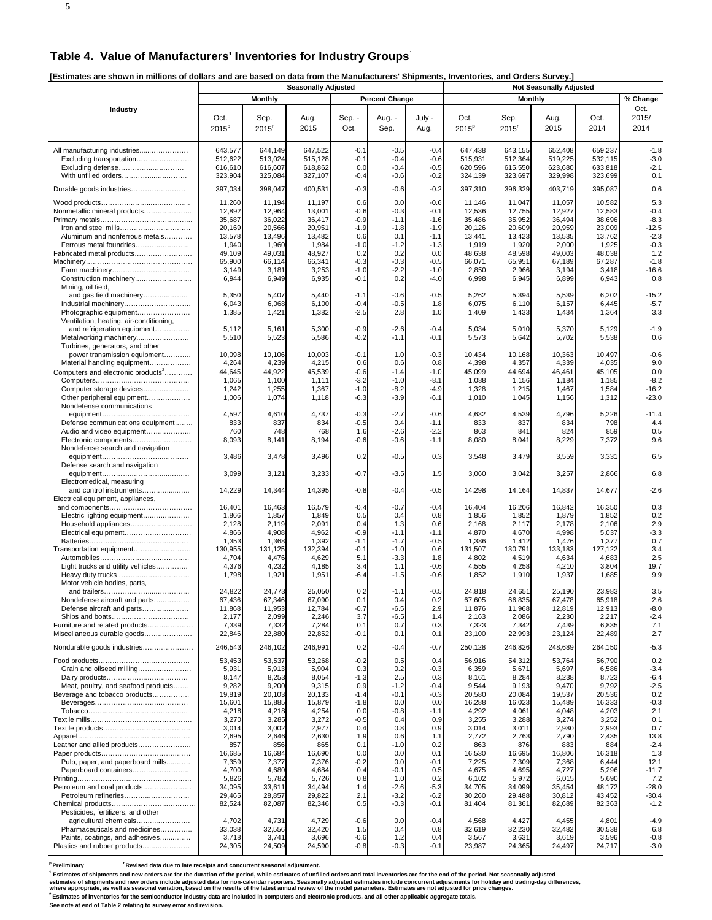## Table 4. Value of Manufacturers' Inventories for Industry Groups[1]

**[Estimates are shown in millions of dollars and are based on data from the Manufacturers' Shipments, Inventories, and Orders Survey.]**

| Industry | Seasonally Adjusted | | | | | | Not Seasonally Adjusted | | | | |
|---|---|---|---|---|---|---|---|---|---|---|---|
| | Monthly | | | Percent Change | | | Monthly | | | | % Change |
| | Oct. 2015[p] | Sep. 2015[r] | Aug. 2015 | Sep. - Oct. | Aug. - Sep. | July - Aug. | Oct. 2015[p] | Sep. 2015[r] | Aug. 2015 | Oct. 2014 | Oct. 2015/ 2014 |
| All manufacturing industries | 643,577 | 644,149 | 647,522 | -0.1 | -0.5 | -0.4 | 647,438 | 643,155 | 652,408 | 659,237 | -1.8 |
| Excluding transportation | 512,622 | 513,024 | 515,128 | -0.1 | -0.4 | -0.6 | 515,931 | 512,364 | 519,225 | 532,115 | -3.0 |
| Excluding defense | 616,610 | 616,607 | 618,862 | 0.0 | -0.4 | -0.5 | 620,596 | 615,550 | 623,680 | 633,818 | -2.1 |
| With unfilled orders | 323,904 | 325,084 | 327,107 | -0.4 | -0.6 | -0.2 | 324,139 | 323,697 | 329,998 | 323,699 | 0.1 |
| Durable goods industries | 397,034 | 398,047 | 400,531 | -0.3 | -0.6 | -0.2 | 397,310 | 396,329 | 403,719 | 395,087 | 0.6 |
| Wood products | 11,260 | 11,194 | 11,197 | 0.6 | 0.0 | -0.6 | 11,146 | 11,047 | 11,057 | 10,582 | 5.3 |
| Nonmetallic mineral products | 12,892 | 12,964 | 13,001 | -0.6 | -0.3 | -0.1 | 12,536 | 12,755 | 12,927 | 12,583 | -0.4 |
| Primary metals | 35,687 | 36,022 | 36,417 | -0.9 | -1.1 | -1.6 | 35,486 | 35,952 | 36,494 | 38,696 | -8.3 |
| Iron and steel mills | 20,169 | 20,566 | 20,951 | -1.9 | -1.8 | -1.9 | 20,126 | 20,609 | 20,959 | 23,009 | -12.5 |
| Aluminum and nonferrous metals | 13,578 | 13,496 | 13,482 | 0.6 | 0.1 | -1.1 | 13,441 | 13,423 | 13,535 | 13,762 | -2.3 |
| Ferrous metal foundries | 1,940 | 1,960 | 1,984 | -1.0 | -1.2 | -1.3 | 1,919 | 1,920 | 2,000 | 1,925 | -0.3 |
| Fabricated metal products | 49,109 | 49,031 | 48,927 | 0.2 | 0.2 | 0.0 | 48,638 | 48,598 | 49,003 | 48,038 | 1.2 |
| Machinery | 65,900 | 66,114 | 66,341 | -0.3 | -0.3 | -0.5 | 66,071 | 65,951 | 67,189 | 67,287 | -1.8 |
| Farm machinery | 3,149 | 3,181 | 3,253 | -1.0 | -2.2 | -1.0 | 2,850 | 2,966 | 3,194 | 3,418 | -16.6 |
| Construction machinery | 6,944 | 6,949 | 6,935 | -0.1 | 0.2 | -4.0 | 6,998 | 6,945 | 6,899 | 6,943 | 0.8 |
| Mining, oil field, and gas field machinery | 5,350 | 5,407 | 5,440 | -1.1 | -0.6 | -0.5 | 5,262 | 5,394 | 5,539 | 6,202 | -15.2 |
| Industrial machinery | 6,043 | 6,068 | 6,100 | -0.4 | -0.5 | 1.8 | 6,075 | 6,110 | 6,157 | 6,445 | -5.7 |
| Photographic equipment | 1,385 | 1,421 | 1,382 | -2.5 | 2.8 | 1.0 | 1,409 | 1,433 | 1,434 | 1,364 | 3.3 |
| Ventilation, heating, air-conditioning, and refrigeration equipment | 5,112 | 5,161 | 5,300 | -0.9 | -2.6 | -0.4 | 5,034 | 5,010 | 5,370 | 5,129 | -1.9 |
| Metalworking machinery | 5,510 | 5,523 | 5,586 | -0.2 | -1.1 | -0.1 | 5,573 | 5,642 | 5,702 | 5,538 | 0.6 |
| Turbines, generators, and other power transmission equipment | 10,098 | 10,106 | 10,003 | -0.1 | 1.0 | -0.3 | 10,434 | 10,168 | 10,363 | 10,497 | -0.6 |
| Material handling equipment | 4,264 | 4,239 | 4,215 | 0.6 | 0.6 | 0.8 | 4,398 | 4,357 | 4,339 | 4,035 | 9.0 |
| Computers and electronic products[2] | 44,645 | 44,922 | 45,539 | -0.6 | -1.4 | -1.0 | 45,099 | 44,694 | 46,461 | 45,105 | 0.0 |
| Computers | 1,065 | 1,100 | 1,111 | -3.2 | -1.0 | -8.1 | 1,088 | 1,156 | 1,184 | 1,185 | -8.2 |
| Computer storage devices | 1,242 | 1,255 | 1,367 | -1.0 | -8.2 | -4.9 | 1,328 | 1,215 | 1,467 | 1,584 | -16.2 |
| Other peripheral equipment | 1,006 | 1,074 | 1,118 | -6.3 | -3.9 | -6.1 | 1,010 | 1,045 | 1,156 | 1,312 | -23.0 |
| Nondefense communications equipment | 4,597 | 4,610 | 4,737 | -0.3 | -2.7 | -0.6 | 4,632 | 4,539 | 4,796 | 5,226 | -11.4 |
| Defense communications equipment | 833 | 837 | 834 | -0.5 | 0.4 | -1.1 | 833 | 837 | 834 | 798 | 4.4 |
| Audio and video equipment | 760 | 748 | 768 | 1.6 | -2.6 | -2.2 | 863 | 841 | 824 | 859 | 0.5 |
| Electronic components | 8,093 | 8,141 | 8,194 | -0.6 | -0.6 | -1.1 | 8,080 | 8,041 | 8,229 | 7,372 | 9.6 |
| Nondefense search and navigation equipment | 3,486 | 3,478 | 3,496 | 0.2 | -0.5 | 0.3 | 3,548 | 3,479 | 3,559 | 3,331 | 6.5 |
| Defense search and navigation equipment | 3,099 | 3,121 | 3,233 | -0.7 | -3.5 | 1.5 | 3,060 | 3,042 | 3,257 | 2,866 | 6.8 |
| Electromedical, measuring and control instruments | 14,229 | 14,344 | 14,395 | -0.8 | -0.4 | -0.5 | 14,298 | 14,164 | 14,837 | 14,677 | -2.6 |
| Electrical equipment, appliances, and components | 16,401 | 16,463 | 16,579 | -0.4 | -0.7 | -0.4 | 16,404 | 16,206 | 16,842 | 16,350 | 0.3 |
| Electric lighting equipment | 1,866 | 1,857 | 1,849 | 0.5 | 0.4 | 0.8 | 1,856 | 1,852 | 1,879 | 1,852 | 0.2 |
| Household appliances | 2,128 | 2,119 | 2,091 | 0.4 | 1.3 | 0.6 | 2,168 | 2,117 | 2,178 | 2,106 | 2.9 |
| Electrical equipment | 4,866 | 4,908 | 4,962 | -0.9 | -1.1 | -1.1 | 4,870 | 4,670 | 4,998 | 5,037 | -3.3 |
| Batteries | 1,353 | 1,368 | 1,392 | -1.1 | -1.7 | -0.5 | 1,386 | 1,412 | 1,476 | 1,377 | 0.7 |
| Transportation equipment | 130,955 | 131,125 | 132,394 | -0.1 | -1.0 | 0.6 | 131,507 | 130,791 | 133,183 | 127,122 | 3.4 |
| Automobiles | 4,704 | 4,476 | 4,629 | 5.1 | -3.3 | 1.8 | 4,802 | 4,519 | 4,634 | 4,683 | 2.5 |
| Light trucks and utility vehicles | 4,376 | 4,232 | 4,185 | 3.4 | 1.1 | -0.6 | 4,555 | 4,258 | 4,210 | 3,804 | 19.7 |
| Heavy duty trucks | 1,798 | 1,921 | 1,951 | -6.4 | -1.5 | -0.6 | 1,852 | 1,910 | 1,937 | 1,685 | 9.9 |
| Motor vehicle bodies, parts, and trailers | 24,822 | 24,773 | 25,050 | 0.2 | -1.1 | -0.5 | 24,818 | 24,651 | 25,190 | 23,983 | 3.5 |
| Nondefense aircraft and parts | 67,436 | 67,346 | 67,090 | 0.1 | 0.4 | 0.2 | 67,605 | 66,835 | 67,478 | 65,918 | 2.6 |
| Defense aircraft and parts | 11,868 | 11,953 | 12,784 | -0.7 | -6.5 | 2.9 | 11,876 | 11,968 | 12,819 | 12,913 | -8.0 |
| Ships and boats | 2,177 | 2,099 | 2,246 | 3.7 | -6.5 | 1.4 | 2,163 | 2,086 | 2,230 | 2,217 | -2.4 |
| Furniture and related products | 7,339 | 7,332 | 7,284 | 0.1 | 0.7 | 0.3 | 7,323 | 7,342 | 7,439 | 6,835 | 7.1 |
| Miscellaneous durable goods | 22,846 | 22,880 | 22,852 | -0.1 | 0.1 | 0.1 | 23,100 | 22,993 | 23,124 | 22,489 | 2.7 |
| Nondurable goods industries | 246,543 | 246,102 | 246,991 | 0.2 | -0.4 | -0.7 | 250,128 | 246,826 | 248,689 | 264,150 | -5.3 |
| Food products | 53,453 | 53,537 | 53,268 | -0.2 | 0.5 | 0.4 | 56,916 | 54,312 | 53,764 | 56,790 | 0.2 |
| Grain and oilseed milling | 5,931 | 5,913 | 5,904 | 0.3 | 0.2 | -0.3 | 6,359 | 5,671 | 5,697 | 6,586 | -3.4 |
| Dairy products | 8,147 | 8,253 | 8,054 | -1.3 | 2.5 | 0.3 | 8,161 | 8,284 | 8,238 | 8,723 | -6.4 |
| Meat, poultry, and seafood products | 9,282 | 9,200 | 9,315 | 0.9 | -1.2 | -0.4 | 9,544 | 9,193 | 9,470 | 9,792 | -2.5 |
| Beverage and tobacco products | 19,819 | 20,103 | 20,133 | -1.4 | -0.1 | -0.3 | 20,580 | 20,084 | 19,537 | 20,536 | 0.2 |
| Beverages | 15,601 | 15,885 | 15,879 | -1.8 | 0.0 | 0.0 | 16,288 | 16,023 | 15,489 | 16,333 | -0.3 |
| Tobacco | 4,218 | 4,218 | 4,254 | 0.0 | -0.8 | -1.1 | 4,292 | 4,061 | 4,048 | 4,203 | 2.1 |
| Textile mills | 3,270 | 3,285 | 3,272 | -0.5 | 0.4 | 0.9 | 3,255 | 3,288 | 3,274 | 3,252 | 0.1 |
| Textile products | 3,014 | 3,002 | 2,977 | 0.4 | 0.8 | 0.9 | 3,014 | 3,011 | 2,980 | 2,993 | 0.7 |
| Apparel | 2,695 | 2,646 | 2,630 | 1.9 | 0.6 | 1.1 | 2,772 | 2,763 | 2,790 | 2,435 | 13.8 |
| Leather and allied products | 857 | 856 | 865 | 0.1 | -1.0 | 0.2 | 863 | 876 | 883 | 884 | -2.4 |
| Paper products | 16,685 | 16,684 | 16,690 | 0.0 | 0.0 | 0.1 | 16,530 | 16,695 | 16,806 | 16,318 | 1.3 |
| Pulp, paper, and paperboard mills | 7,359 | 7,377 | 7,376 | -0.2 | 0.0 | -0.1 | 7,225 | 7,309 | 7,368 | 6,444 | 12.1 |
| Paperboard containers | 4,700 | 4,680 | 4,684 | 0.4 | -0.1 | 0.5 | 4,675 | 4,695 | 4,727 | 5,296 | -11.7 |
| Printing | 5,826 | 5,782 | 5,726 | 0.8 | 1.0 | 0.2 | 6,102 | 5,972 | 6,015 | 5,690 | 7.2 |
| Petroleum and coal products | 34,095 | 33,611 | 34,494 | 1.4 | -2.6 | -5.3 | 34,705 | 34,099 | 35,454 | 48,172 | -28.0 |
| Petroleum refineries | 29,465 | 28,857 | 29,822 | 2.1 | -3.2 | -6.2 | 30,260 | 29,488 | 30,812 | 43,452 | -30.4 |
| Chemical products | 82,524 | 82,087 | 82,346 | 0.5 | -0.3 | -0.1 | 81,404 | 81,361 | 82,689 | 82,363 | -1.2 |
| Pesticides, fertilizers, and other agricultural chemicals | 4,702 | 4,731 | 4,729 | -0.6 | 0.0 | -0.4 | 4,568 | 4,427 | 4,455 | 4,801 | -4.9 |
| Pharmaceuticals and medicines | 33,038 | 32,556 | 32,420 | 1.5 | 0.4 | 0.8 | 32,619 | 32,230 | 32,482 | 30,538 | 6.8 |
| Paints, coatings, and adhesives | 3,718 | 3,741 | 3,696 | -0.6 | 1.2 | 0.4 | 3,567 | 3,631 | 3,619 | 3,596 | -0.8 |
| Plastics and rubber products | 24,305 | 24,509 | 24,590 | -0.8 | -0.3 | -0.1 | 23,987 | 24,365 | 24,497 | 24,717 | -3.0 |

[p] Preliminary [r] Revised data due to late receipts and concurrent seasonal adjustment.

[1] Estimates of shipments and new orders are for the duration of the period, while estimates of unfilled orders and total inventories are for the end of the period. Not seasonally adjusted estimates of shipments and new orders include adjusted data for non-calendar reporters. Seasonally adjusted estimates include concurrent adjustments for holiday and trading-day differences, where appropriate, as well as seasonal variation, based on the results of the latest annual review of the model parameters. Estimates are not adjusted for price changes.

[2] Estimates of inventories for the semiconductor industry data are included in computers and electronic products, and all other applicable aggregate totals.

See note at end of Table 2 relating to survey error and revision.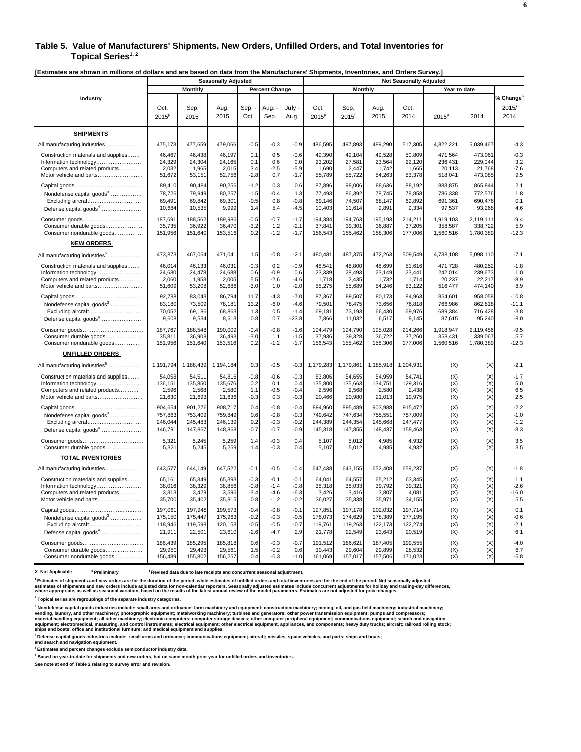## Table 5. Value of Manufacturers' Shipments, New Orders, Unfilled Orders, and Total Inventories for Topical Series[1, 2]

**[Estimates are shown in millions of dollars and are based on data from the Manufacturers' Shipments, Inventories, and Orders Survey.]**

| Industry | Seasonally Adjusted | | | | | | Not Seasonally Adjusted | | | | | | |
|---|---|---|---|---|---|---|---|---|---|---|---|---|---|
| | Monthly | | | Percent Change | | | Monthly | | | | Year to date | | % Change[6] |
| | Oct. 2015[p] | Sep. 2015[r] | Aug. 2015 | Sep. - Oct. | Aug. - Sep. | July - Aug. | Oct. 2015[p] | Sep. 2015[r] | Aug. 2015 | Oct. 2014 | 2015[p] | 2014 | 2015/ 2014 |
| **SHIPMENTS** | | | | | | | | | | | | | |
| All manufacturing industries | 475,173 | 477,659 | 479,066 | -0.5 | -0.3 | -0.9 | 486,595 | 497,893 | 489,290 | 517,305 | 4,822,221 | 5,039,467 | -4.3 |
| Construction materials and supplies | 46,467 | 46,438 | 46,197 | 0.1 | 0.5 | -0.6 | 49,390 | 49,104 | 49,528 | 50,809 | 471,564 | 473,061 | -0.3 |
| Information technology | 24,329 | 24,304 | 24,165 | 0.1 | 0.6 | 0.0 | 23,202 | 27,581 | 23,564 | 22,120 | 236,431 | 229,044 | 3.2 |
| Computers and related products | 2,032 | 1,965 | 2,015 | 3.4 | -2.5 | -5.9 | 1,690 | 2,447 | 1,742 | 1,665 | 20,113 | 21,768 | -7.6 |
| Motor vehicle and parts | 51,672 | 53,151 | 52,756 | -2.8 | 0.7 | -1.7 | 55,789 | 55,722 | 54,263 | 53,378 | 518,041 | 473,085 | 9.5 |
| Capital goods | 89,410 | 90,484 | 90,256 | -1.2 | 0.3 | 0.6 | 87,896 | 98,006 | 88,636 | 88,192 | 883,875 | 865,844 | 2.1 |
| Nondefense capital goods[3] | 78,726 | 79,949 | 80,257 | -1.5 | -0.4 | 1.3 | 77,493 | 86,392 | 78,745 | 78,858 | 786,338 | 772,576 | 1.8 |
| Excluding aircraft | 69,491 | 69,842 | 69,301 | -0.5 | 0.8 | -0.8 | 69,146 | 74,507 | 68,147 | 69,892 | 691,361 | 690,476 | 0.1 |
| Defense capital goods[4] | 10,684 | 10,535 | 9,999 | 1.4 | 5.4 | -4.5 | 10,403 | 11,614 | 9,891 | 9,334 | 97,537 | 93,268 | 4.6 |
| Consumer goods | 187,691 | 188,562 | 189,986 | -0.5 | -0.7 | -1.7 | 194,384 | 194,763 | 195,193 | 214,211 | 1,919,103 | 2,119,111 | -9.4 |
| Consumer durable goods | 35,735 | 36,922 | 36,470 | -3.2 | 1.2 | -2.1 | 37,841 | 39,301 | 36,887 | 37,205 | 358,587 | 338,722 | 5.9 |
| Consumer nondurable goods | 151,956 | 151,640 | 153,516 | 0.2 | -1.2 | -1.7 | 156,543 | 155,462 | 158,306 | 177,006 | 1,560,516 | 1,780,389 | -12.3 |
| **NEW ORDERS** | | | | | | | | | | | | | |
| All manufacturing industries[5] | 473,873 | 467,064 | 471,041 | 1.5 | -0.8 | -2.1 | 480,481 | 487,375 | 472,263 | 509,549 | 4,738,108 | 5,098,110 | -7.1 |
| Construction materials and supplies | 46,014 | 46,133 | 46,031 | -0.3 | 0.2 | -0.9 | 48,541 | 48,800 | 48,699 | 51,616 | 471,728 | 480,252 | -1.8 |
| Information technology | 24,630 | 24,478 | 24,688 | 0.6 | -0.9 | 0.6 | 23,339 | 28,493 | 23,149 | 23,441 | 242,014 | 239,673 | 1.0 |
| Computers and related products | 2,060 | 1,953 | 2,005 | 5.5 | -2.6 | -4.6 | 1,718 | 2,435 | 1,732 | 1,714 | 20,237 | 22,217 | -8.9 |
| Motor vehicle and parts | 51,609 | 53,208 | 52,686 | -3.0 | 1.0 | -2.0 | 55,275 | 55,689 | 54,246 | 53,122 | 516,477 | 474,140 | 8.9 |
| Capital goods | 92,788 | 83,043 | 86,794 | 11.7 | -4.3 | -7.0 | 87,367 | 89,507 | 80,173 | 84,963 | 854,601 | 958,058 | -10.8 |
| Nondefense capital goods[3] | 83,180 | 73,509 | 78,181 | 13.2 | -6.0 | -4.6 | 79,501 | 78,475 | 73,656 | 76,818 | 766,986 | 862,818 | -11.1 |
| Excluding aircraft | 70,052 | 69,186 | 68,863 | 1.3 | 0.5 | -1.4 | 69,181 | 73,193 | 66,430 | 69,976 | 689,384 | 716,428 | -3.8 |
| Defense capital goods[4] | 9,608 | 9,534 | 8,613 | 0.8 | 10.7 | -23.8 | 7,866 | 11,032 | 6,517 | 8,145 | 87,615 | 95,240 | -8.0 |
| Consumer goods | 187,767 | 188,548 | 190,009 | -0.4 | -0.8 | -1.6 | 194,479 | 194,790 | 195,028 | 214,266 | 1,918,947 | 2,119,456 | -9.5 |
| Consumer durable goods | 35,811 | 36,908 | 36,493 | -3.0 | 1.1 | -1.5 | 37,936 | 39,328 | 36,722 | 37,260 | 358,431 | 339,067 | 5.7 |
| Consumer nondurable goods | 151,956 | 151,640 | 153,516 | 0.2 | -1.2 | -1.7 | 156,543 | 155,462 | 158,306 | 177,006 | 1,560,516 | 1,780,389 | -12.3 |
| **UNFILLED ORDERS** | | | | | | | | | | | | | |
| All manufacturing industries[5] | 1,191,794 | 1,188,439 | 1,194,184 | 0.3 | -0.5 | -0.3 | 1,179,283 | 1,179,861 | 1,185,918 | 1,204,931 | (X) | (X) | -2.1 |
| Construction materials and supplies | 54,058 | 54,511 | 54,816 | -0.8 | -0.6 | -0.3 | 53,806 | 54,655 | 54,959 | 54,741 | (X) | (X) | -1.7 |
| Information technology | 136,151 | 135,850 | 135,676 | 0.2 | 0.1 | 0.4 | 135,800 | 135,663 | 134,751 | 129,316 | (X) | (X) | 5.0 |
| Computers and related products | 2,596 | 2,568 | 2,580 | 1.1 | -0.5 | -0.4 | 2,596 | 2,568 | 2,580 | 2,438 | (X) | (X) | 6.5 |
| Motor vehicle and parts | 21,630 | 21,693 | 21,636 | -0.3 | 0.3 | -0.3 | 20,466 | 20,980 | 21,013 | 19,975 | (X) | (X) | 2.5 |
| Capital goods | 904,654 | 901,276 | 908,717 | 0.4 | -0.8 | -0.4 | 894,960 | 895,489 | 903,988 | 915,472 | (X) | (X) | -2.2 |
| Nondefense capital goods[3] | 757,863 | 753,409 | 759,849 | 0.6 | -0.8 | -0.3 | 749,642 | 747,634 | 755,551 | 757,009 | (X) | (X) | -1.0 |
| Excluding aircraft | 246,044 | 245,483 | 246,139 | 0.2 | -0.3 | -0.2 | 244,389 | 244,354 | 245,668 | 247,477 | (X) | (X) | -1.2 |
| Defense capital goods[4] | 146,791 | 147,867 | 148,868 | -0.7 | -0.7 | -0.9 | 145,318 | 147,855 | 148,437 | 158,463 | (X) | (X) | -8.3 |
| Consumer goods | 5,321 | 5,245 | 5,259 | 1.4 | -0.3 | 0.4 | 5,107 | 5,012 | 4,985 | 4,932 | (X) | (X) | 3.5 |
| Consumer durable goods | 5,321 | 5,245 | 5,259 | 1.4 | -0.3 | 0.4 | 5,107 | 5,012 | 4,985 | 4,932 | (X) | (X) | 3.5 |
| **TOTAL INVENTORIES** | | | | | | | | | | | | | |
| All manufacturing industries | 643,577 | 644,149 | 647,522 | -0.1 | -0.5 | -0.4 | 647,438 | 643,155 | 652,408 | 659,237 | (X) | (X) | -1.8 |
| Construction materials and supplies | 65,161 | 65,349 | 65,393 | -0.3 | -0.1 | -0.1 | 64,041 | 64,557 | 65,212 | 63,345 | (X) | (X) | 1.1 |
| Information technology | 38,016 | 38,329 | 38,856 | -0.8 | -1.4 | -0.8 | 38,318 | 38,033 | 39,792 | 39,321 | (X) | (X) | -2.6 |
| Computers and related products | 3,313 | 3,429 | 3,596 | -3.4 | -4.6 | -6.3 | 3,426 | 3,416 | 3,807 | 4,081 | (X) | (X) | -16.0 |
| Motor vehicle and parts | 35,700 | 35,402 | 35,815 | 0.8 | -1.2 | -0.2 | 36,027 | 35,338 | 35,971 | 34,155 | (X) | (X) | 5.5 |
| Capital goods | 197,061 | 197,948 | 199,573 | -0.4 | -0.8 | -0.1 | 197,851 | 197,178 | 202,032 | 197,714 | (X) | (X) | 0.1 |
| Nondefense capital goods[3] | 175,150 | 175,447 | 175,963 | -0.2 | -0.3 | -0.5 | 176,073 | 174,629 | 178,389 | 177,195 | (X) | (X) | -0.6 |
| Excluding aircraft | 118,946 | 119,598 | 120,158 | -0.5 | -0.5 | -0.7 | 119,761 | 119,263 | 122,173 | 122,274 | (X) | (X) | -2.1 |
| Defense capital goods[4] | 21,911 | 22,501 | 23,610 | -2.6 | -4.7 | 2.9 | 21,778 | 22,549 | 23,643 | 20,519 | (X) | (X) | 6.1 |
| Consumer goods | 186,439 | 185,295 | 185,818 | 0.6 | -0.3 | -0.7 | 191,512 | 186,621 | 187,405 | 199,555 | (X) | (X) | -4.0 |
| Consumer durable goods | 29,950 | 29,493 | 29,561 | 1.5 | -0.2 | 0.6 | 30,443 | 29,604 | 29,899 | 28,532 | (X) | (X) | 6.7 |
| Consumer nondurable goods | 156,489 | 155,802 | 156,257 | 0.4 | -0.3 | -1.0 | 161,069 | 157,017 | 157,506 | 171,023 | (X) | (X) | -5.8 |

**X Not Applicable** **[p] Preliminary** **[r] Revised data due to late receipts and concurrent seasonal adjustment.**

[1] Estimates of shipments and new orders are for the duration of the period, while estimates of unfilled orders and total inventories are for the end of the period. Not seasonally adjusted estimates of shipments and new orders include adjusted data for non-calendar reporters. Seasonally adjusted estimates include concurrent adjustments for holiday and trading-day differences, where appropriate, as well as seasonal variation, based on the results of the latest annual review of the model parameters. Estimates are not adjusted for price changes.

[2] Topical series are regroupings of the separate industry categories.

[3] Nondefense capital goods industries include: small arms and ordnance; farm machinery and equipment; construction machinery; mining, oil, and gas field machinery; industrial machinery; vending, laundry, and other machinery; photographic equipment; metalworking machinery; turbines and generators; other power transmission equipment; pumps and compressors; material handling equipment; all other machinery; electronic computers; computer storage devices; other computer peripheral equipment; communications equipment; search and navigation equipment; electromedical, measuring, and control instruments; electrical equipment; other electrical equipment, appliances, and components; heavy duty trucks; aircraft; railroad rolling stock; ships and boats; office and institutional furniture; and medical equipment and supplies.

[4] Defense capital goods industries include: small arms and ordnance; communications equipment; aircraft; missiles, space vehicles, and parts; ships and boats; and search and navigation equipment.

[5] Estimates and percent changes exclude semiconductor industry data.

[6] Based on year-to-date for shipments and new orders, but on same month prior year for unfilled orders and inventories.

See note at end of Table 2 relating to survey error and revision.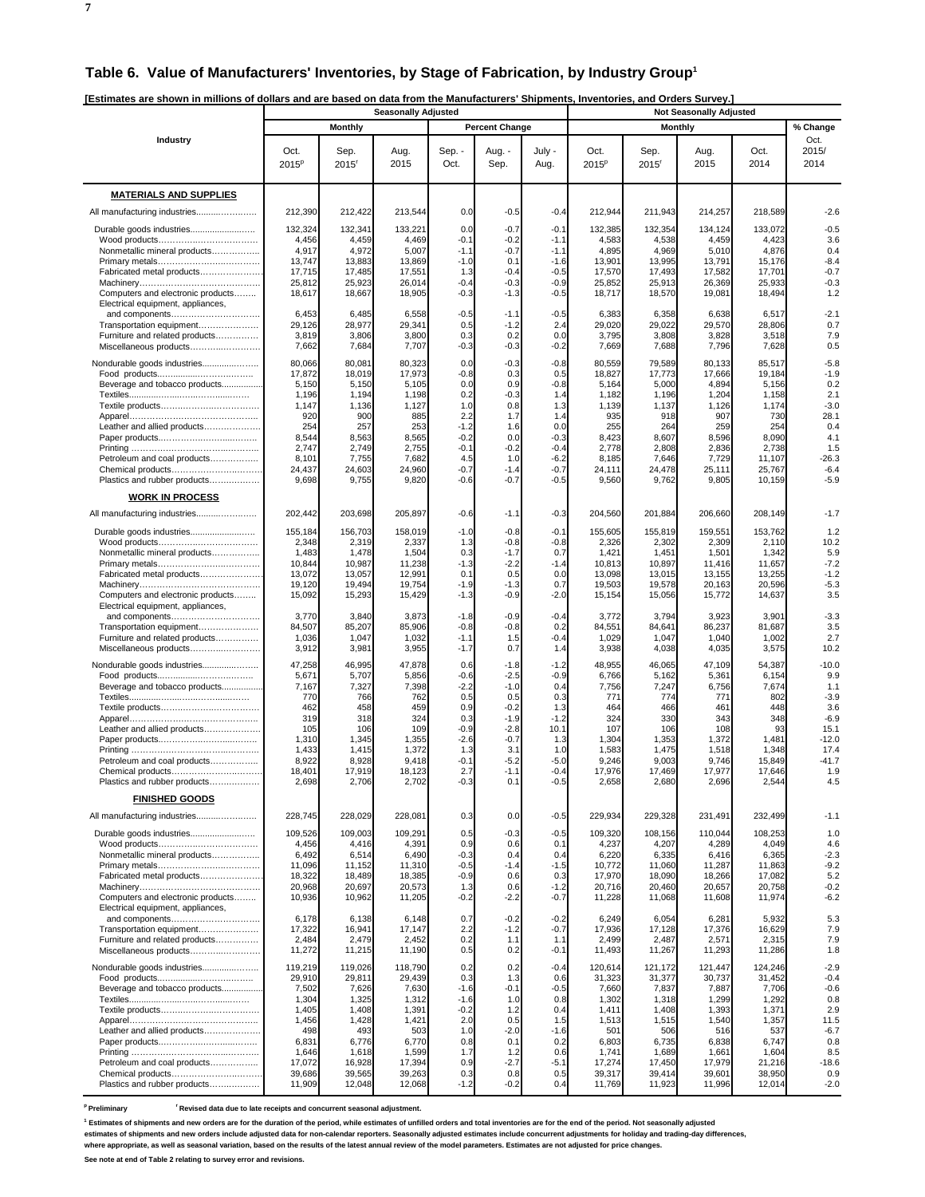## Table 6. Value of Manufacturers' Inventories, by Stage of Fabrication, by Industry Group[1]

**[Estimates are shown in millions of dollars and are based on data from the Manufacturers' Shipments, Inventories, and Orders Survey.]**

| Industry | Seasonally Adjusted | | | | | | Not Seasonally Adjusted | | | | |
|---|---|---|---|---|---|---|---|---|---|---|---|
| | Monthly | | | Percent Change | | | Monthly | | | | % Change |
| | Oct. 2015[p] | Sep. 2015[r] | Aug. 2015 | Sep. - Oct. | Aug. - Sep. | July - Aug. | Oct. 2015[p] | Sep. 2015[r] | Aug. 2015 | Oct. 2014 | Oct. 2015/ 2014 |
| **MATERIALS AND SUPPLIES** | | | | | | | | | | | |
| All manufacturing industries | 212,390 | 212,422 | 213,544 | 0.0 | -0.5 | -0.4 | 212,944 | 211,943 | 214,257 | 218,589 | -2.6 |
| Durable goods industries | 132,324 | 132,341 | 133,221 | 0.0 | -0.7 | -0.1 | 132,385 | 132,354 | 134,124 | 133,072 | -0.5 |
| Wood products | 4,456 | 4,459 | 4,469 | -0.1 | -0.2 | -1.1 | 4,583 | 4,538 | 4,459 | 4,423 | 3.6 |
| Nonmetallic mineral products | 4,917 | 4,972 | 5,007 | -1.1 | -0.7 | -1.1 | 4,895 | 4,969 | 5,010 | 4,876 | 0.4 |
| Primary metals | 13,747 | 13,883 | 13,869 | -1.0 | 0.1 | -1.6 | 13,901 | 13,995 | 13,791 | 15,176 | -8.4 |
| Fabricated metal products | 17,715 | 17,485 | 17,551 | 1.3 | -0.4 | -0.5 | 17,570 | 17,493 | 17,582 | 17,701 | -0.7 |
| Machinery | 25,812 | 25,923 | 26,014 | -0.4 | -0.3 | -0.9 | 25,852 | 25,913 | 26,369 | 25,933 | -0.3 |
| Computers and electronic products | 18,617 | 18,667 | 18,905 | -0.3 | -1.3 | -0.5 | 18,717 | 18,570 | 19,081 | 18,494 | 1.2 |
| Electrical equipment, appliances, and components | 6,453 | 6,485 | 6,558 | -0.5 | -1.1 | -0.5 | 6,383 | 6,358 | 6,638 | 6,517 | -2.1 |
| Transportation equipment | 29,126 | 28,977 | 29,341 | 0.5 | -1.2 | 2.4 | 29,020 | 29,022 | 29,570 | 28,806 | 0.7 |
| Furniture and related products | 3,819 | 3,806 | 3,800 | 0.3 | 0.2 | 0.0 | 3,795 | 3,808 | 3,828 | 3,518 | 7.9 |
| Miscellaneous products | 7,662 | 7,684 | 7,707 | -0.3 | -0.3 | -0.2 | 7,669 | 7,688 | 7,796 | 7,628 | 0.5 |
| Nondurable goods industries | 80,066 | 80,081 | 80,323 | 0.0 | -0.3 | -0.8 | 80,559 | 79,589 | 80,133 | 85,517 | -5.8 |
| Food products | 17,872 | 18,019 | 17,973 | -0.8 | 0.3 | 0.5 | 18,827 | 17,773 | 17,666 | 19,184 | -1.9 |
| Beverage and tobacco products | 5,150 | 5,150 | 5,105 | 0.0 | 0.9 | -0.8 | 5,164 | 5,000 | 4,894 | 5,156 | 0.2 |
| Textiles | 1,196 | 1,194 | 1,198 | 0.2 | -0.3 | 1.4 | 1,182 | 1,196 | 1,204 | 1,158 | 2.1 |
| Textile products | 1,147 | 1,136 | 1,127 | 1.0 | 0.8 | 1.3 | 1,139 | 1,137 | 1,126 | 1,174 | -3.0 |
| Apparel | 920 | 900 | 885 | 2.2 | 1.7 | 1.4 | 935 | 918 | 907 | 730 | 28.1 |
| Leather and allied products | 254 | 257 | 253 | -1.2 | 1.6 | 0.0 | 255 | 264 | 259 | 254 | 0.4 |
| Paper products | 8,544 | 8,563 | 8,565 | -0.2 | 0.0 | -0.3 | 8,423 | 8,607 | 8,596 | 8,090 | 4.1 |
| Printing | 2,747 | 2,749 | 2,755 | -0.1 | -0.2 | -0.4 | 2,778 | 2,808 | 2,836 | 2,738 | 1.5 |
| Petroleum and coal products | 8,101 | 7,755 | 7,682 | 4.5 | 1.0 | -6.2 | 8,185 | 7,646 | 7,729 | 11,107 | -26.3 |
| Chemical products | 24,437 | 24,603 | 24,960 | -0.7 | -1.4 | -0.7 | 24,111 | 24,478 | 25,111 | 25,767 | -6.4 |
| Plastics and rubber products | 9,698 | 9,755 | 9,820 | -0.6 | -0.7 | -0.5 | 9,560 | 9,762 | 9,805 | 10,159 | -5.9 |
| **WORK IN PROCESS** | | | | | | | | | | | |
| All manufacturing industries | 202,442 | 203,698 | 205,897 | -0.6 | -1.1 | -0.3 | 204,560 | 201,884 | 206,660 | 208,149 | -1.7 |
| Durable goods industries | 155,184 | 156,703 | 158,019 | -1.0 | -0.8 | -0.1 | 155,605 | 155,819 | 159,551 | 153,762 | 1.2 |
| Wood products | 2,348 | 2,319 | 2,337 | 1.3 | -0.8 | -0.8 | 2,326 | 2,302 | 2,309 | 2,110 | 10.2 |
| Nonmetallic mineral products | 1,483 | 1,478 | 1,504 | 0.3 | -1.7 | 0.7 | 1,421 | 1,451 | 1,501 | 1,342 | 5.9 |
| Primary metals | 10,844 | 10,987 | 11,238 | -1.3 | -2.2 | -1.4 | 10,813 | 10,897 | 11,416 | 11,657 | -7.2 |
| Fabricated metal products | 13,072 | 13,057 | 12,991 | 0.1 | 0.5 | 0.0 | 13,098 | 13,015 | 13,155 | 13,255 | -1.2 |
| Machinery | 19,120 | 19,494 | 19,754 | -1.9 | -1.3 | 0.7 | 19,503 | 19,578 | 20,163 | 20,596 | -5.3 |
| Computers and electronic products | 15,092 | 15,293 | 15,429 | -1.3 | -0.9 | -2.0 | 15,154 | 15,056 | 15,772 | 14,637 | 3.5 |
| Electrical equipment, appliances, and components | 3,770 | 3,840 | 3,873 | -1.8 | -0.9 | -0.4 | 3,772 | 3,794 | 3,923 | 3,901 | -3.3 |
| Transportation equipment | 84,507 | 85,207 | 85,906 | -0.8 | -0.8 | 0.2 | 84,551 | 84,641 | 86,237 | 81,687 | 3.5 |
| Furniture and related products | 1,036 | 1,047 | 1,032 | -1.1 | 1.5 | -0.4 | 1,029 | 1,047 | 1,040 | 1,002 | 2.7 |
| Miscellaneous products | 3,912 | 3,981 | 3,955 | -1.7 | 0.7 | 1.4 | 3,938 | 4,038 | 4,035 | 3,575 | 10.2 |
| Nondurable goods industries | 47,258 | 46,995 | 47,878 | 0.6 | -1.8 | -1.2 | 48,955 | 46,065 | 47,109 | 54,387 | -10.0 |
| Food products | 5,671 | 5,707 | 5,856 | -0.6 | -2.5 | -0.9 | 6,766 | 5,162 | 5,361 | 6,154 | 9.9 |
| Beverage and tobacco products | 7,167 | 7,327 | 7,398 | -2.2 | -1.0 | 0.4 | 7,756 | 7,247 | 6,756 | 7,674 | 1.1 |
| Textiles | 770 | 766 | 762 | 0.5 | 0.5 | 0.3 | 771 | 774 | 771 | 802 | -3.9 |
| Textile products | 462 | 458 | 459 | 0.9 | -0.2 | 1.3 | 464 | 466 | 461 | 448 | 3.6 |
| Apparel | 319 | 318 | 324 | 0.3 | -1.9 | -1.2 | 324 | 330 | 343 | 348 | -6.9 |
| Leather and allied products | 105 | 106 | 109 | -0.9 | -2.8 | 10.1 | 107 | 106 | 108 | 93 | 15.1 |
| Paper products | 1,310 | 1,345 | 1,355 | -2.6 | -0.7 | 1.3 | 1,304 | 1,353 | 1,372 | 1,481 | -12.0 |
| Printing | 1,433 | 1,415 | 1,372 | 1.3 | 3.1 | 1.0 | 1,583 | 1,475 | 1,518 | 1,348 | 17.4 |
| Petroleum and coal products | 8,922 | 8,928 | 9,418 | -0.1 | -5.2 | -5.0 | 9,246 | 9,003 | 9,746 | 15,849 | -41.7 |
| Chemical products | 18,401 | 17,919 | 18,123 | 2.7 | -1.1 | -0.4 | 17,976 | 17,469 | 17,977 | 17,646 | 1.9 |
| Plastics and rubber products | 2,698 | 2,706 | 2,702 | -0.3 | 0.1 | -0.5 | 2,658 | 2,680 | 2,696 | 2,544 | 4.5 |
| **FINISHED GOODS** | | | | | | | | | | | |
| All manufacturing industries | 228,745 | 228,029 | 228,081 | 0.3 | 0.0 | -0.5 | 229,934 | 229,328 | 231,491 | 232,499 | -1.1 |
| Durable goods industries | 109,526 | 109,003 | 109,291 | 0.5 | -0.3 | -0.5 | 109,320 | 108,156 | 110,044 | 108,253 | 1.0 |
| Wood products | 4,456 | 4,416 | 4,391 | 0.9 | 0.6 | 0.1 | 4,237 | 4,207 | 4,289 | 4,049 | 4.6 |
| Nonmetallic mineral products | 6,492 | 6,514 | 6,490 | -0.3 | 0.4 | 0.4 | 6,220 | 6,335 | 6,416 | 6,365 | -2.3 |
| Primary metals | 11,096 | 11,152 | 11,310 | -0.5 | -1.4 | -1.5 | 10,772 | 11,060 | 11,287 | 11,863 | -9.2 |
| Fabricated metal products | 18,322 | 18,489 | 18,385 | -0.9 | 0.6 | 0.3 | 17,970 | 18,090 | 18,266 | 17,082 | 5.2 |
| Machinery | 20,968 | 20,697 | 20,573 | 1.3 | 0.6 | -1.2 | 20,716 | 20,460 | 20,657 | 20,758 | -0.2 |
| Computers and electronic products | 10,936 | 10,962 | 11,205 | -0.2 | -2.2 | -0.7 | 11,228 | 11,068 | 11,608 | 11,974 | -6.2 |
| Electrical equipment, appliances, and components | 6,178 | 6,138 | 6,148 | 0.7 | -0.2 | -0.2 | 6,249 | 6,054 | 6,281 | 5,932 | 5.3 |
| Transportation equipment | 17,322 | 16,941 | 17,147 | 2.2 | -1.2 | -0.7 | 17,936 | 17,128 | 17,376 | 16,629 | 7.9 |
| Furniture and related products | 2,484 | 2,479 | 2,452 | 0.2 | 1.1 | 1.1 | 2,499 | 2,487 | 2,571 | 2,315 | 7.9 |
| Miscellaneous products | 11,272 | 11,215 | 11,190 | 0.5 | 0.2 | -0.1 | 11,493 | 11,267 | 11,293 | 11,286 | 1.8 |
| Nondurable goods industries | 119,219 | 119,026 | 118,790 | 0.2 | 0.2 | -0.4 | 120,614 | 121,172 | 121,447 | 124,246 | -2.9 |
| Food products | 29,910 | 29,811 | 29,439 | 0.3 | 1.3 | 0.6 | 31,323 | 31,377 | 30,737 | 31,452 | -0.4 |
| Beverage and tobacco products | 7,502 | 7,626 | 7,630 | -1.6 | -0.1 | -0.5 | 7,660 | 7,837 | 7,887 | 7,706 | -0.6 |
| Textiles | 1,304 | 1,325 | 1,312 | -1.6 | 1.0 | 0.8 | 1,302 | 1,318 | 1,299 | 1,292 | 0.8 |
| Textile products | 1,405 | 1,408 | 1,391 | -0.2 | 1.2 | 0.4 | 1,411 | 1,408 | 1,393 | 1,371 | 2.9 |
| Apparel | 1,456 | 1,428 | 1,421 | 2.0 | 0.5 | 1.5 | 1,513 | 1,515 | 1,540 | 1,357 | 11.5 |
| Leather and allied products | 498 | 493 | 503 | 1.0 | -2.0 | -1.6 | 501 | 506 | 516 | 537 | -6.7 |
| Paper products | 6,831 | 6,776 | 6,770 | 0.8 | 0.1 | 0.2 | 6,803 | 6,735 | 6,838 | 6,747 | 0.8 |
| Printing | 1,646 | 1,618 | 1,599 | 1.7 | 1.2 | 0.6 | 1,741 | 1,689 | 1,661 | 1,604 | 8.5 |
| Petroleum and coal products | 17,072 | 16,928 | 17,394 | 0.9 | -2.7 | -5.1 | 17,274 | 17,450 | 17,979 | 21,216 | -18.6 |
| Chemical products | 39,686 | 39,565 | 39,263 | 0.3 | 0.8 | 0.5 | 39,317 | 39,414 | 39,601 | 38,950 | 0.9 |
| Plastics and rubber products | 11,909 | 12,048 | 12,068 | -1.2 | -0.2 | 0.4 | 11,769 | 11,923 | 11,996 | 12,014 | -2.0 |

[p] Preliminary  [r] Revised data due to late receipts and concurrent seasonal adjustment.

[1] Estimates of shipments and new orders are for the duration of the period, while estimates of unfilled orders and total inventories are for the end of the period. Not seasonally adjusted estimates of shipments and new orders include adjusted data for non-calendar reporters. Seasonally adjusted estimates include concurrent adjustments for holiday and trading-day differences, where appropriate, as well as seasonal variation, based on the results of the latest annual review of the model parameters. Estimates are not adjusted for price changes.

See note at end of Table 2 relating to survey error and revisions.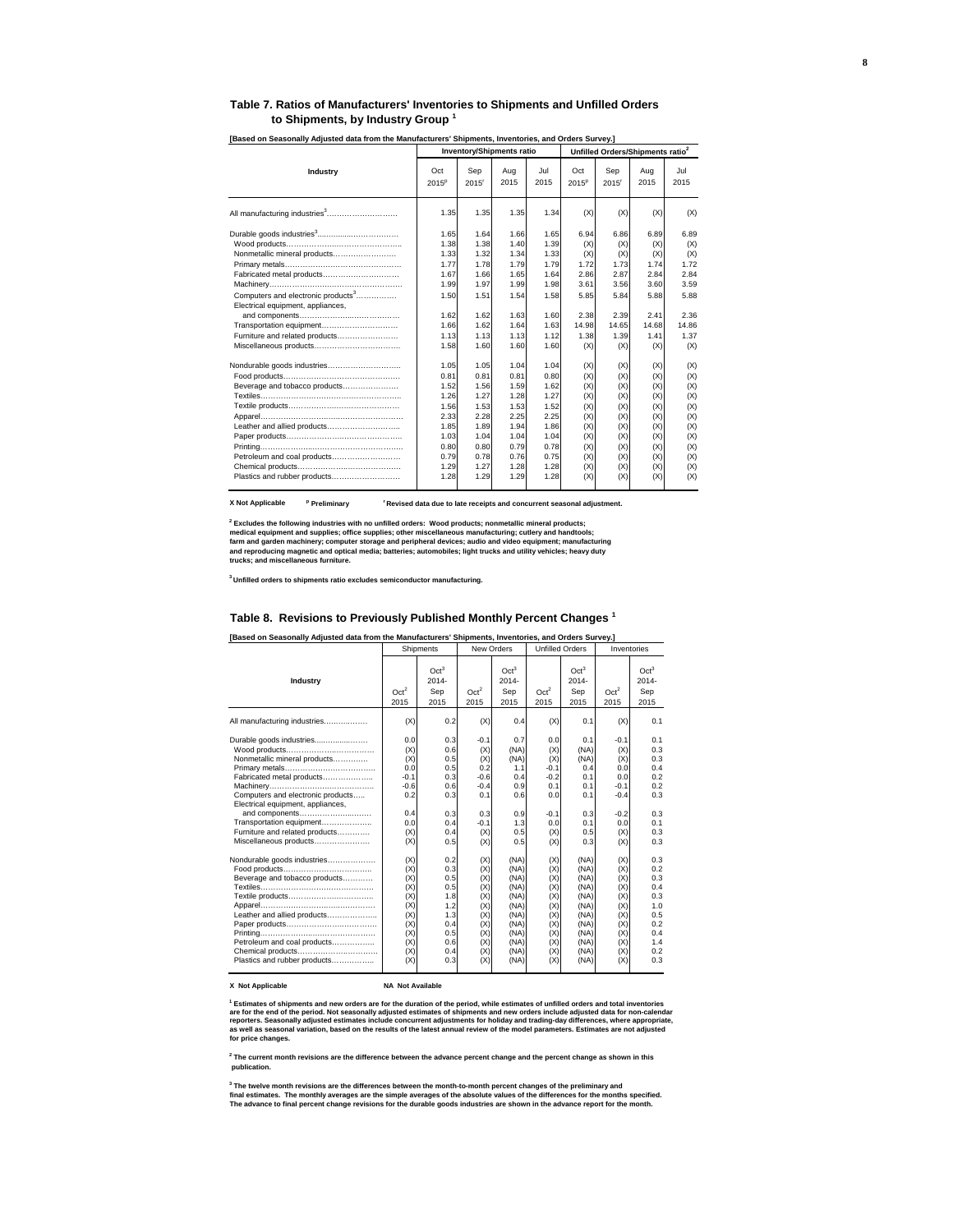## Table 7. Ratios of Manufacturers' Inventories to Shipments and Unfilled Orders to Shipments, by Industry Group [1]

[Based on Seasonally Adjusted data from the Manufacturers' Shipments, Inventories, and Orders Survey.]

| Industry | Inventory/Shipments ratio | | | | Unfilled Orders/Shipments ratio[2] | | | |
|---|---|---|---|---|---|---|---|---|
| | Oct 2015[p] | Sep 2015[r] | Aug 2015 | Jul 2015 | Oct 2015[p] | Sep 2015[r] | Aug 2015 | Jul 2015 |
| All manufacturing industries[3]…………………… | 1.35 | 1.35 | 1.35 | 1.34 | (X) | (X) | (X) | (X) |
| Durable goods industries[3]…………………… | 1.65 | 1.64 | 1.66 | 1.65 | 6.94 | 6.86 | 6.89 | 6.89 |
| Wood products…………………………………… | 1.38 | 1.38 | 1.40 | 1.39 | (X) | (X) | (X) | (X) |
| Nonmetallic mineral products…………………… | 1.33 | 1.32 | 1.34 | 1.33 | (X) | (X) | (X) | (X) |
| Primary metals…………………………………… | 1.77 | 1.78 | 1.79 | 1.79 | 1.72 | 1.73 | 1.74 | 1.72 |
| Fabricated metal products……………………… | 1.67 | 1.66 | 1.65 | 1.64 | 2.86 | 2.87 | 2.84 | 2.84 |
| Machinery………………………………………… | 1.99 | 1.97 | 1.99 | 1.98 | 3.61 | 3.56 | 3.60 | 3.59 |
| Computers and electronic products[3]…………… | 1.50 | 1.51 | 1.54 | 1.58 | 5.85 | 5.84 | 5.88 | 5.88 |
| Electrical equipment, appliances, and components………………………………… | 1.62 | 1.62 | 1.63 | 1.60 | 2.38 | 2.39 | 2.41 | 2.36 |
| Transportation equipment……………………… | 1.66 | 1.62 | 1.64 | 1.63 | 14.98 | 14.65 | 14.68 | 14.86 |
| Furniture and related products………………… | 1.13 | 1.13 | 1.13 | 1.12 | 1.38 | 1.39 | 1.41 | 1.37 |
| Miscellaneous products………………………… | 1.58 | 1.60 | 1.60 | 1.60 | (X) | (X) | (X) | (X) |
| Nondurable goods industries…………………… | 1.05 | 1.05 | 1.04 | 1.04 | (X) | (X) | (X) | (X) |
| Food products…………………………………… | 0.81 | 0.81 | 0.81 | 0.80 | (X) | (X) | (X) | (X) |
| Beverage and tobacco products………………… | 1.52 | 1.56 | 1.59 | 1.62 | (X) | (X) | (X) | (X) |
| Textiles…………………………………………… | 1.26 | 1.27 | 1.28 | 1.27 | (X) | (X) | (X) | (X) |
| Textile products………………………………… | 1.56 | 1.53 | 1.53 | 1.52 | (X) | (X) | (X) | (X) |
| Apparel…………………………………………… | 2.33 | 2.28 | 2.25 | 2.25 | (X) | (X) | (X) | (X) |
| Leather and allied products……………………… | 1.85 | 1.89 | 1.94 | 1.86 | (X) | (X) | (X) | (X) |
| Paper products…………………………………… | 1.03 | 1.04 | 1.04 | 1.04 | (X) | (X) | (X) | (X) |
| Printing…………………………………………… | 0.80 | 0.80 | 0.79 | 0.78 | (X) | (X) | (X) | (X) |
| Petroleum and coal products…………………… | 0.79 | 0.78 | 0.76 | 0.75 | (X) | (X) | (X) | (X) |
| Chemical products……………………………… | 1.29 | 1.27 | 1.28 | 1.28 | (X) | (X) | (X) | (X) |
| Plastics and rubber products…………………… | 1.28 | 1.29 | 1.29 | 1.28 | (X) | (X) | (X) | (X) |

X Not Applicable   p Preliminary   r Revised data due to late receipts and concurrent seasonal adjustment.

[2] Excludes the following industries with no unfilled orders: Wood products; nonmetallic mineral products; medical equipment and supplies; office supplies; other miscellaneous manufacturing; cutlery and handtools; farm and garden machinery; computer storage and peripheral devices; audio and video equipment; manufacturing and reproducing magnetic and optical media; batteries; automobiles; light trucks and utility vehicles; heavy duty trucks; and miscellaneous furniture.

[3] Unfilled orders to shipments ratio excludes semiconductor manufacturing.

## Table 8. Revisions to Previously Published Monthly Percent Changes [1]

[Based on Seasonally Adjusted data from the Manufacturers' Shipments, Inventories, and Orders Survey.]

| Industry | Shipments | | New Orders | | Unfilled Orders | | Inventories | |
|---|---|---|---|---|---|---|---|---|
| | Oct[2] 2015 | Oct[3] 2014-Sep 2015 | Oct[2] 2015 | Oct[3] 2014-Sep 2015 | Oct[2] 2015 | Oct[3] 2014-Sep 2015 | Oct[2] 2015 | Oct[3] 2014-Sep 2015 |
| All manufacturing industries……………… | (X) | 0.2 | (X) | 0.4 | (X) | 0.1 | (X) | 0.1 |
| Durable goods industries………………… | 0.0 | 0.3 | -0.1 | 0.7 | 0.0 | 0.1 | -0.1 | 0.1 |
| Wood products……………………………… | (X) | 0.6 | (X) | (NA) | (X) | (NA) | (X) | 0.3 |
| Nonmetallic mineral products…………… | (X) | 0.5 | (X) | (NA) | (X) | (NA) | (X) | 0.3 |
| Primary metals…………………………… | 0.0 | 0.5 | 0.2 | 1.1 | -0.1 | 0.4 | 0.0 | 0.4 |
| Fabricated metal products……………… | -0.1 | 0.3 | -0.6 | 0.4 | -0.2 | 0.1 | 0.0 | 0.2 |
| Machinery………………………………… | -0.6 | 0.6 | -0.4 | 0.9 | 0.1 | 0.1 | -0.1 | 0.2 |
| Computers and electronic products…… | 0.2 | 0.3 | 0.1 | 0.6 | 0.0 | 0.1 | -0.4 | 0.3 |
| Electrical equipment, appliances, and components…………………………… | 0.4 | 0.3 | 0.3 | 0.9 | -0.1 | 0.3 | -0.2 | 0.3 |
| Transportation equipment……………… | 0.0 | 0.4 | -0.1 | 1.3 | 0.0 | 0.1 | 0.0 | 0.1 |
| Furniture and related products………… | (X) | 0.4 | (X) | 0.5 | (X) | 0.5 | (X) | 0.3 |
| Miscellaneous products………………… | (X) | 0.5 | (X) | 0.5 | (X) | 0.3 | (X) | 0.3 |
| Nondurable goods industries…………… | (X) | 0.2 | (X) | (NA) | (X) | (NA) | (X) | 0.3 |
| Food products…………………………… | (X) | 0.3 | (X) | (NA) | (X) | (NA) | (X) | 0.2 |
| Beverage and tobacco products………… | (X) | 0.5 | (X) | (NA) | (X) | (NA) | (X) | 0.3 |
| Textiles…………………………………… | (X) | 0.5 | (X) | (NA) | (X) | (NA) | (X) | 0.4 |
| Textile products………………………… | (X) | 1.8 | (X) | (NA) | (X) | (NA) | (X) | 0.3 |
| Apparel…………………………………… | (X) | 1.2 | (X) | (NA) | (X) | (NA) | (X) | 1.0 |
| Leather and allied products…………… | (X) | 1.3 | (X) | (NA) | (X) | (NA) | (X) | 0.5 |
| Paper products…………………………… | (X) | 0.4 | (X) | (NA) | (X) | (NA) | (X) | 0.2 |
| Printing…………………………………… | (X) | 0.5 | (X) | (NA) | (X) | (NA) | (X) | 0.4 |
| Petroleum and coal products…………… | (X) | 0.6 | (X) | (NA) | (X) | (NA) | (X) | 1.4 |
| Chemical products……………………… | (X) | 0.4 | (X) | (NA) | (X) | (NA) | (X) | 0.2 |
| Plastics and rubber products…………… | (X) | 0.3 | (X) | (NA) | (X) | (NA) | (X) | 0.3 |

X Not Applicable   NA Not Available

[1] Estimates of shipments and new orders are for the duration of the period, while estimates of unfilled orders and total inventories are for the end of the period. Not seasonally adjusted estimates of shipments and new orders include adjusted data for non-calendar reporters. Seasonally adjusted estimates include concurrent adjustments for holiday and trading-day differences, where appropriate, as well as seasonal variation, based on the results of the latest annual review of the model parameters. Estimates are not adjusted for price changes.

[2] The current month revisions are the difference between the advance percent change and the percent change as shown in this publication.

[3] The twelve month revisions are the differences between the month-to-month percent changes of the preliminary and final estimates. The monthly averages are the simple averages of the absolute values of the differences for the months specified. The advance to final percent change revisions for the durable goods industries are shown in the advance report for the month.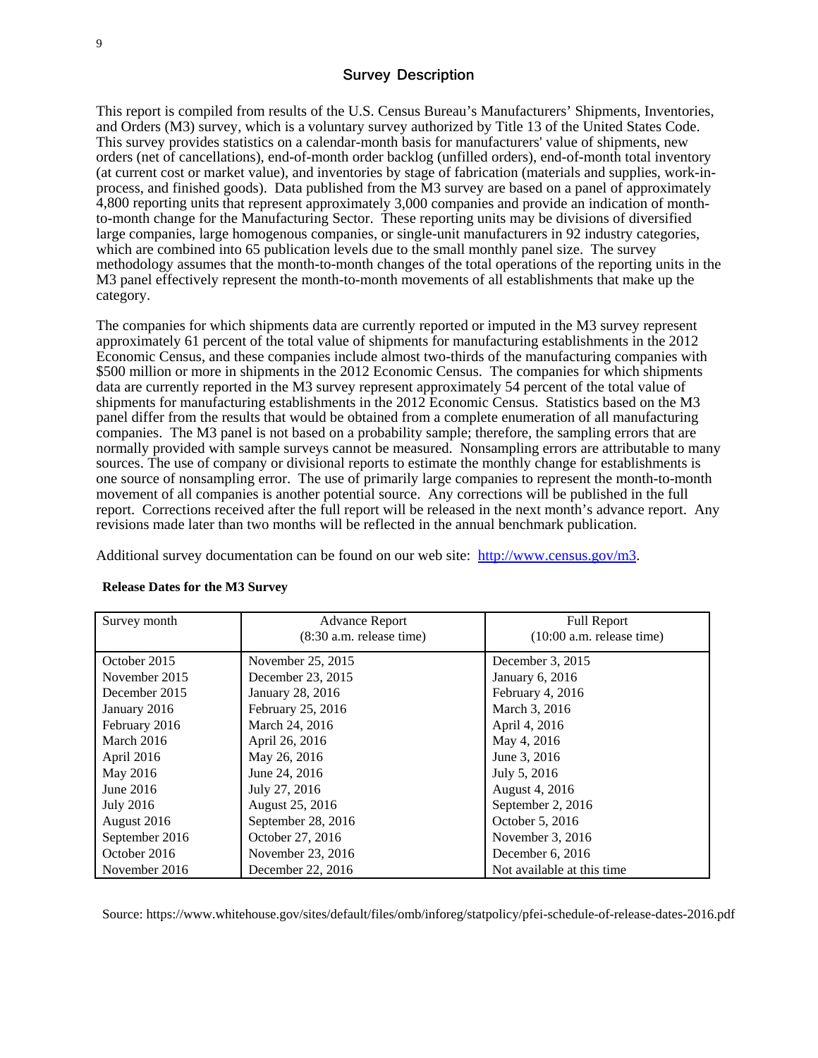## Survey Description

This report is compiled from results of the U.S. Census Bureau's Manufacturers' Shipments, Inventories, and Orders (M3) survey, which is a voluntary survey authorized by Title 13 of the United States Code. This survey provides statistics on a calendar-month basis for manufacturers' value of shipments, new orders (net of cancellations), end-of-month order backlog (unfilled orders), end-of-month total inventory (at current cost or market value), and inventories by stage of fabrication (materials and supplies, work-in-process, and finished goods). Data published from the M3 survey are based on a panel of approximately 4,800 reporting units that represent approximately 3,000 companies and provide an indication of month-to-month change for the Manufacturing Sector. These reporting units may be divisions of diversified large companies, large homogenous companies, or single-unit manufacturers in 92 industry categories, which are combined into 65 publication levels due to the small monthly panel size. The survey methodology assumes that the month-to-month changes of the total operations of the reporting units in the M3 panel effectively represent the month-to-month movements of all establishments that make up the category.

The companies for which shipments data are currently reported or imputed in the M3 survey represent approximately 61 percent of the total value of shipments for manufacturing establishments in the 2012 Economic Census, and these companies include almost two-thirds of the manufacturing companies with $500 million or more in shipments in the 2012 Economic Census. The companies for which shipments data are currently reported in the M3 survey represent approximately 54 percent of the total value of shipments for manufacturing establishments in the 2012 Economic Census. Statistics based on the M3 panel differ from the results that would be obtained from a complete enumeration of all manufacturing companies. The M3 panel is not based on a probability sample; therefore, the sampling errors that are normally provided with sample surveys cannot be measured. Nonsampling errors are attributable to many sources. The use of company or divisional reports to estimate the monthly change for establishments is one source of nonsampling error. The use of primarily large companies to represent the month-to-month movement of all companies is another potential source. Any corrections will be published in the full report. Corrections received after the full report will be released in the next month's advance report. Any revisions made later than two months will be reflected in the annual benchmark publication.

Additional survey documentation can be found on our web site: http://www.census.gov/m3.

**Release Dates for the M3 Survey**

| Survey month | Advance Report (8:30 a.m. release time) | Full Report (10:00 a.m. release time) |
|---|---|---|
| October 2015 | November 25, 2015 | December 3, 2015 |
| November 2015 | December 23, 2015 | January 6, 2016 |
| December 2015 | January 28, 2016 | February 4, 2016 |
| January 2016 | February 25, 2016 | March 3, 2016 |
| February 2016 | March 24, 2016 | April 4, 2016 |
| March 2016 | April 26, 2016 | May 4, 2016 |
| April 2016 | May 26, 2016 | June 3, 2016 |
| May 2016 | June 24, 2016 | July 5, 2016 |
| June 2016 | July 27, 2016 | August 4, 2016 |
| July 2016 | August 25, 2016 | September 2, 2016 |
| August 2016 | September 28, 2016 | October 5, 2016 |
| September 2016 | October 27, 2016 | November 3, 2016 |
| October 2016 | November 23, 2016 | December 6, 2016 |
| November 2016 | December 22, 2016 | Not available at this time |

Source: https://www.whitehouse.gov/sites/default/files/omb/inforeg/statpolicy/pfei-schedule-of-release-dates-2016.pdf